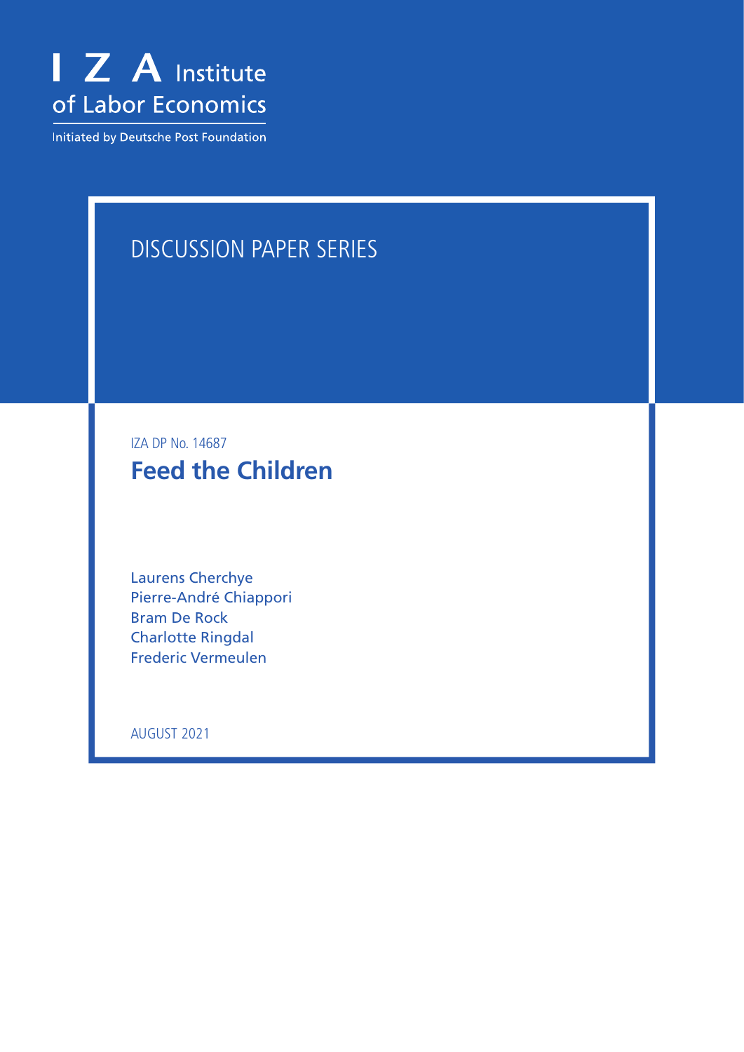I Z A Institute of Labor Economics

Initiated by Deutsche Post Foundation

DISCUSSION PAPER SERIES

IZA DP No. 14687

# Feed the Children

Laurens Cherchye
Pierre-André Chiappori
Bram De Rock
Charlotte Ringdal
Frederic Vermeulen

AUGUST 2021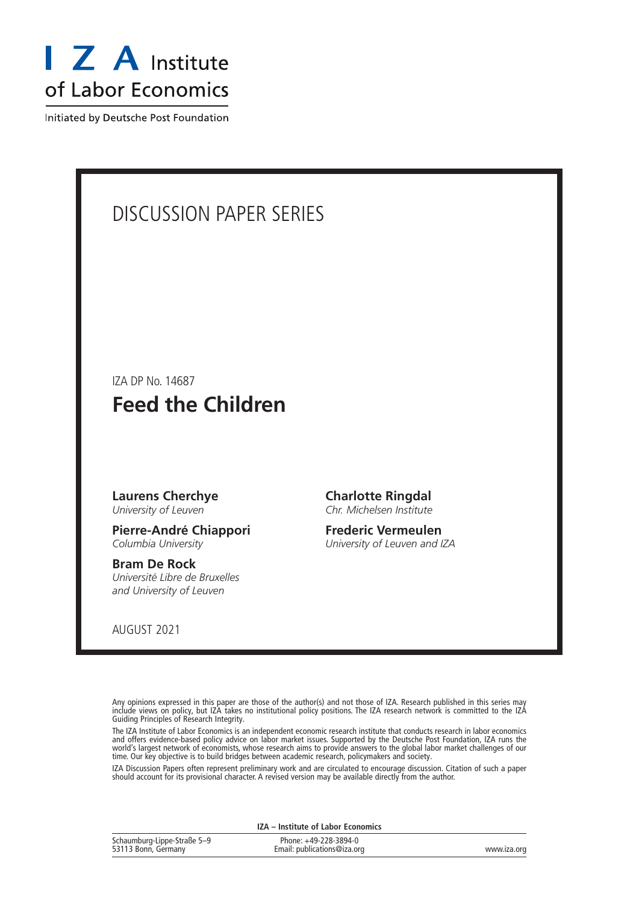I Z A Institute of Labor Economics

Initiated by Deutsche Post Foundation

DISCUSSION PAPER SERIES

IZA DP No. 14687

# Feed the Children

**Laurens Cherchye**
*University of Leuven*

**Pierre-André Chiappori**
*Columbia University*

**Bram De Rock**
*Université Libre de Bruxelles and University of Leuven*

**Charlotte Ringdal**
*Chr. Michelsen Institute*

**Frederic Vermeulen**
*University of Leuven and IZA*

AUGUST 2021

Any opinions expressed in this paper are those of the author(s) and not those of IZA. Research published in this series may include views on policy, but IZA takes no institutional policy positions. The IZA research network is committed to the IZA Guiding Principles of Research Integrity.

The IZA Institute of Labor Economics is an independent economic research institute that conducts research in labor economics and offers evidence-based policy advice on labor market issues. Supported by the Deutsche Post Foundation, IZA runs the world's largest network of economists, whose research aims to provide answers to the global labor market challenges of our time. Our key objective is to build bridges between academic research, policymakers and society.

IZA Discussion Papers often represent preliminary work and are circulated to encourage discussion. Citation of such a paper should account for its provisional character. A revised version may be available directly from the author.

**IZA – Institute of Labor Economics**

Schaumburg-Lippe-Straße 5–9
53113 Bonn, Germany

Phone: +49-228-3894-0
Email: publications@iza.org

www.iza.org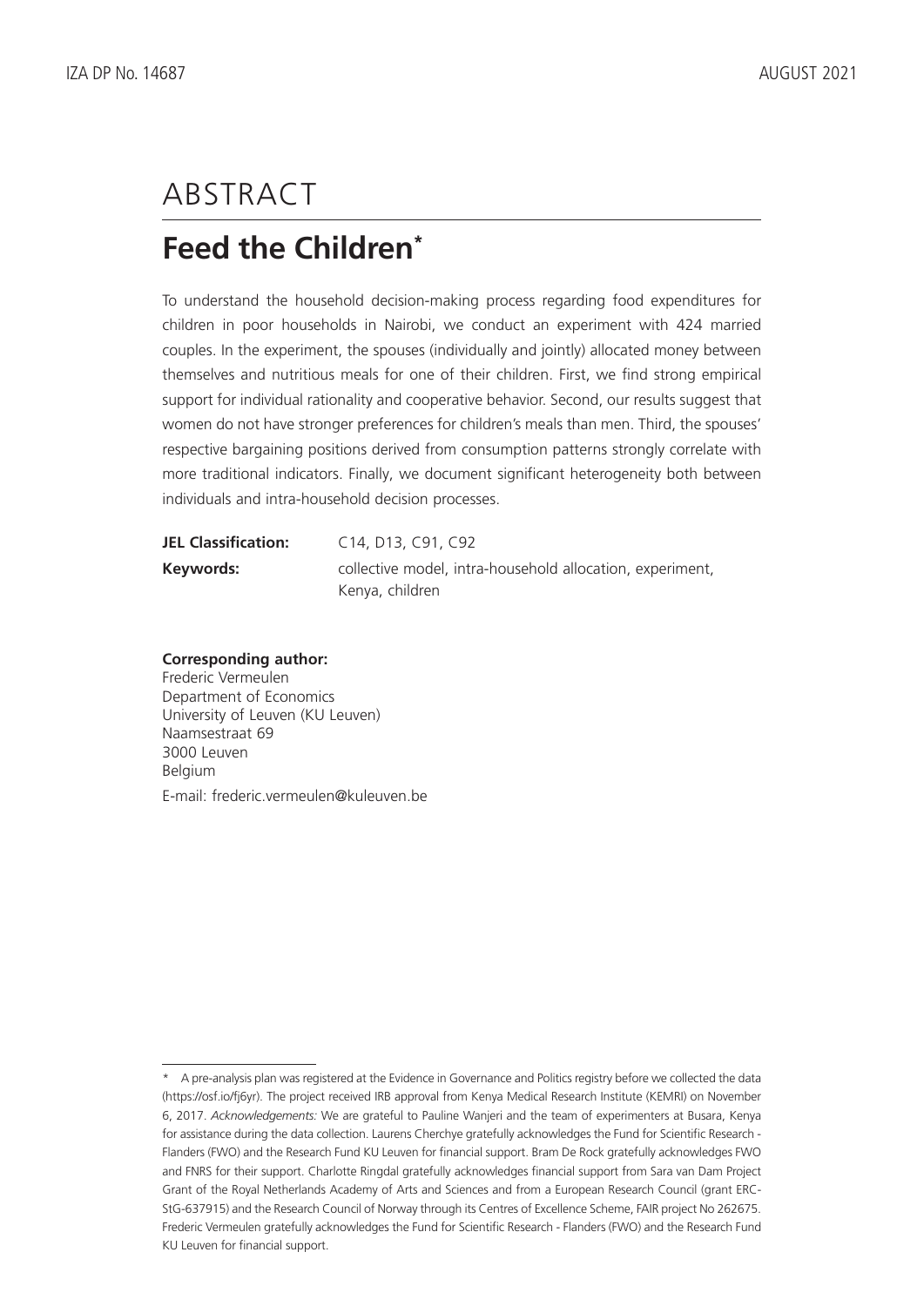# ABSTRACT

## Feed the Children*

To understand the household decision-making process regarding food expenditures for children in poor households in Nairobi, we conduct an experiment with 424 married couples. In the experiment, the spouses (individually and jointly) allocated money between themselves and nutritious meals for one of their children. First, we find strong empirical support for individual rationality and cooperative behavior. Second, our results suggest that women do not have stronger preferences for children's meals than men. Third, the spouses' respective bargaining positions derived from consumption patterns strongly correlate with more traditional indicators. Finally, we document significant heterogeneity both between individuals and intra-household decision processes.

**JEL Classification:** C14, D13, C91, C92

**Keywords:** collective model, intra-household allocation, experiment, Kenya, children

**Corresponding author:**
Frederic Vermeulen
Department of Economics
University of Leuven (KU Leuven)
Naamsestraat 69
3000 Leuven
Belgium

E-mail: frederic.vermeulen@kuleuven.be

---

* A pre-analysis plan was registered at the Evidence in Governance and Politics registry before we collected the data (https://osf.io/fj6yr). The project received IRB approval from Kenya Medical Research Institute (KEMRI) on November 6, 2017. *Acknowledgements:* We are grateful to Pauline Wanjeri and the team of experimenters at Busara, Kenya for assistance during the data collection. Laurens Cherchye gratefully acknowledges the Fund for Scientific Research - Flanders (FWO) and the Research Fund KU Leuven for financial support. Bram De Rock gratefully acknowledges FWO and FNRS for their support. Charlotte Ringdal gratefully acknowledges financial support from Sara van Dam Project Grant of the Royal Netherlands Academy of Arts and Sciences and from a European Research Council (grant ERC-StG-637915) and the Research Council of Norway through its Centres of Excellence Scheme, FAIR project No 262675. Frederic Vermeulen gratefully acknowledges the Fund for Scientific Research - Flanders (FWO) and the Research Fund KU Leuven for financial support.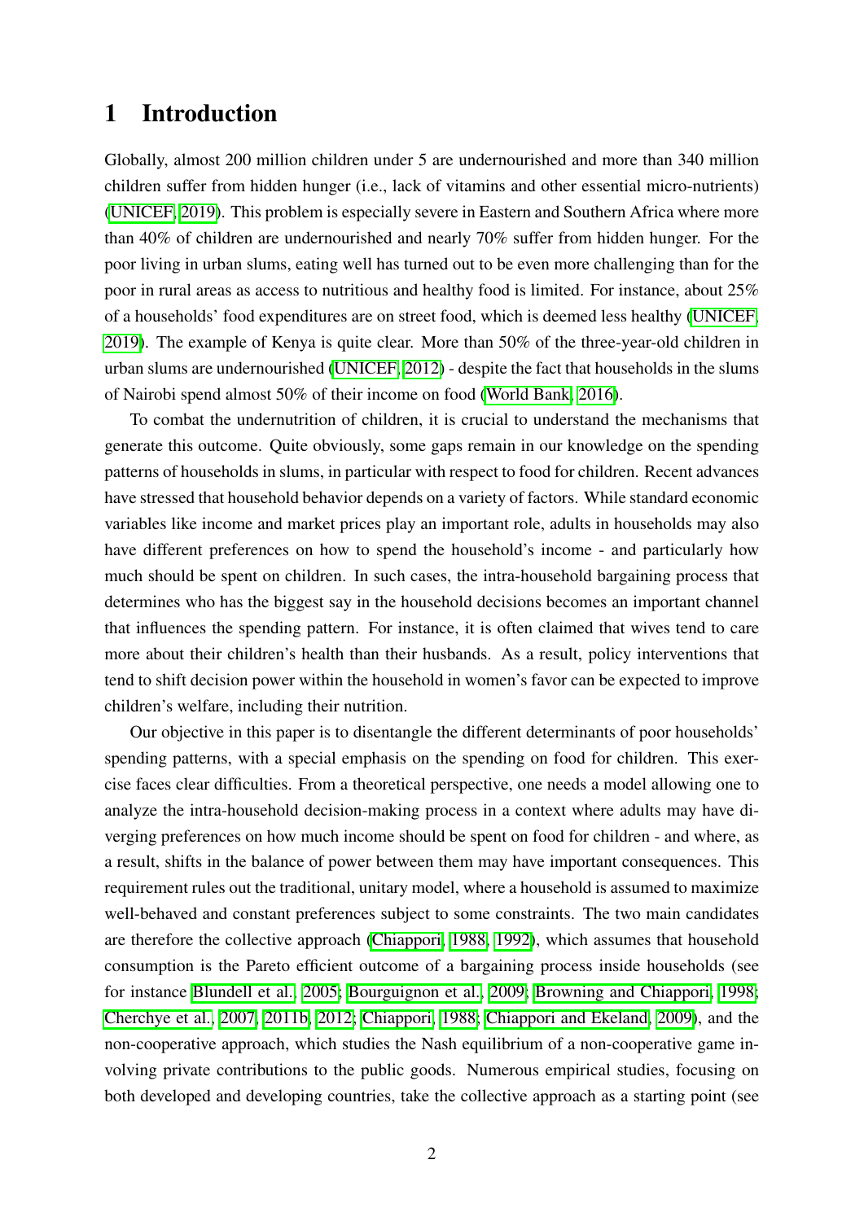# 1 Introduction

Globally, almost 200 million children under 5 are undernourished and more than 340 million children suffer from hidden hunger (i.e., lack of vitamins and other essential micro-nutrients) (UNICEF, 2019). This problem is especially severe in Eastern and Southern Africa where more than 40% of children are undernourished and nearly 70% suffer from hidden hunger. For the poor living in urban slums, eating well has turned out to be even more challenging than for the poor in rural areas as access to nutritious and healthy food is limited. For instance, about 25% of a households' food expenditures are on street food, which is deemed less healthy (UNICEF, 2019). The example of Kenya is quite clear. More than 50% of the three-year-old children in urban slums are undernourished (UNICEF, 2012) - despite the fact that households in the slums of Nairobi spend almost 50% of their income on food (World Bank, 2016).

To combat the undernutrition of children, it is crucial to understand the mechanisms that generate this outcome. Quite obviously, some gaps remain in our knowledge on the spending patterns of households in slums, in particular with respect to food for children. Recent advances have stressed that household behavior depends on a variety of factors. While standard economic variables like income and market prices play an important role, adults in households may also have different preferences on how to spend the household's income - and particularly how much should be spent on children. In such cases, the intra-household bargaining process that determines who has the biggest say in the household decisions becomes an important channel that influences the spending pattern. For instance, it is often claimed that wives tend to care more about their children's health than their husbands. As a result, policy interventions that tend to shift decision power within the household in women's favor can be expected to improve children's welfare, including their nutrition.

Our objective in this paper is to disentangle the different determinants of poor households' spending patterns, with a special emphasis on the spending on food for children. This exercise faces clear difficulties. From a theoretical perspective, one needs a model allowing one to analyze the intra-household decision-making process in a context where adults may have diverging preferences on how much income should be spent on food for children - and where, as a result, shifts in the balance of power between them may have important consequences. This requirement rules out the traditional, unitary model, where a household is assumed to maximize well-behaved and constant preferences subject to some constraints. The two main candidates are therefore the collective approach (Chiappori, 1988, 1992), which assumes that household consumption is the Pareto efficient outcome of a bargaining process inside households (see for instance Blundell et al., 2005; Bourguignon et al., 2009; Browning and Chiappori, 1998; Cherchye et al., 2007, 2011b, 2012; Chiappori, 1988; Chiappori and Ekeland, 2009), and the non-cooperative approach, which studies the Nash equilibrium of a non-cooperative game involving private contributions to the public goods. Numerous empirical studies, focusing on both developed and developing countries, take the collective approach as a starting point (see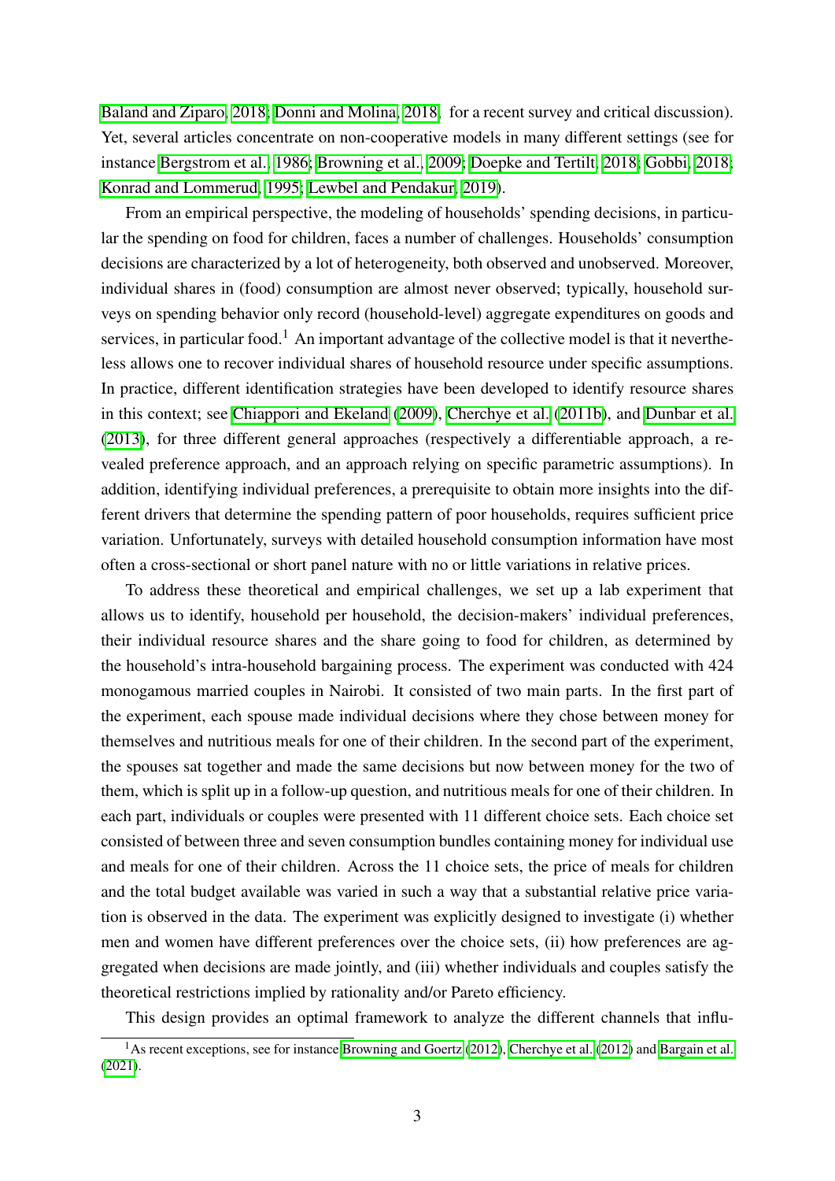Baland and Ziparo, 2018; Donni and Molina, 2018, for a recent survey and critical discussion). Yet, several articles concentrate on non-cooperative models in many different settings (see for instance Bergstrom et al., 1986; Browning et al., 2009; Doepke and Tertilt, 2018; Gobbi, 2018; Konrad and Lommerud, 1995; Lewbel and Pendakur, 2019).

From an empirical perspective, the modeling of households' spending decisions, in particular the spending on food for children, faces a number of challenges. Households' consumption decisions are characterized by a lot of heterogeneity, both observed and unobserved. Moreover, individual shares in (food) consumption are almost never observed; typically, household surveys on spending behavior only record (household-level) aggregate expenditures on goods and services, in particular food.[1] An important advantage of the collective model is that it nevertheless allows one to recover individual shares of household resource under specific assumptions. In practice, different identification strategies have been developed to identify resource shares in this context; see Chiappori and Ekeland (2009), Cherchye et al. (2011b), and Dunbar et al. (2013), for three different general approaches (respectively a differentiable approach, a revealed preference approach, and an approach relying on specific parametric assumptions). In addition, identifying individual preferences, a prerequisite to obtain more insights into the different drivers that determine the spending pattern of poor households, requires sufficient price variation. Unfortunately, surveys with detailed household consumption information have most often a cross-sectional or short panel nature with no or little variations in relative prices.

To address these theoretical and empirical challenges, we set up a lab experiment that allows us to identify, household per household, the decision-makers' individual preferences, their individual resource shares and the share going to food for children, as determined by the household's intra-household bargaining process. The experiment was conducted with 424 monogamous married couples in Nairobi. It consisted of two main parts. In the first part of the experiment, each spouse made individual decisions where they chose between money for themselves and nutritious meals for one of their children. In the second part of the experiment, the spouses sat together and made the same decisions but now between money for the two of them, which is split up in a follow-up question, and nutritious meals for one of their children. In each part, individuals or couples were presented with 11 different choice sets. Each choice set consisted of between three and seven consumption bundles containing money for individual use and meals for one of their children. Across the 11 choice sets, the price of meals for children and the total budget available was varied in such a way that a substantial relative price variation is observed in the data. The experiment was explicitly designed to investigate (i) whether men and women have different preferences over the choice sets, (ii) how preferences are aggregated when decisions are made jointly, and (iii) whether individuals and couples satisfy the theoretical restrictions implied by rationality and/or Pareto efficiency.

This design provides an optimal framework to analyze the different channels that influ-

[1] As recent exceptions, see for instance Browning and Goertz (2012), Cherchye et al. (2012) and Bargain et al. (2021).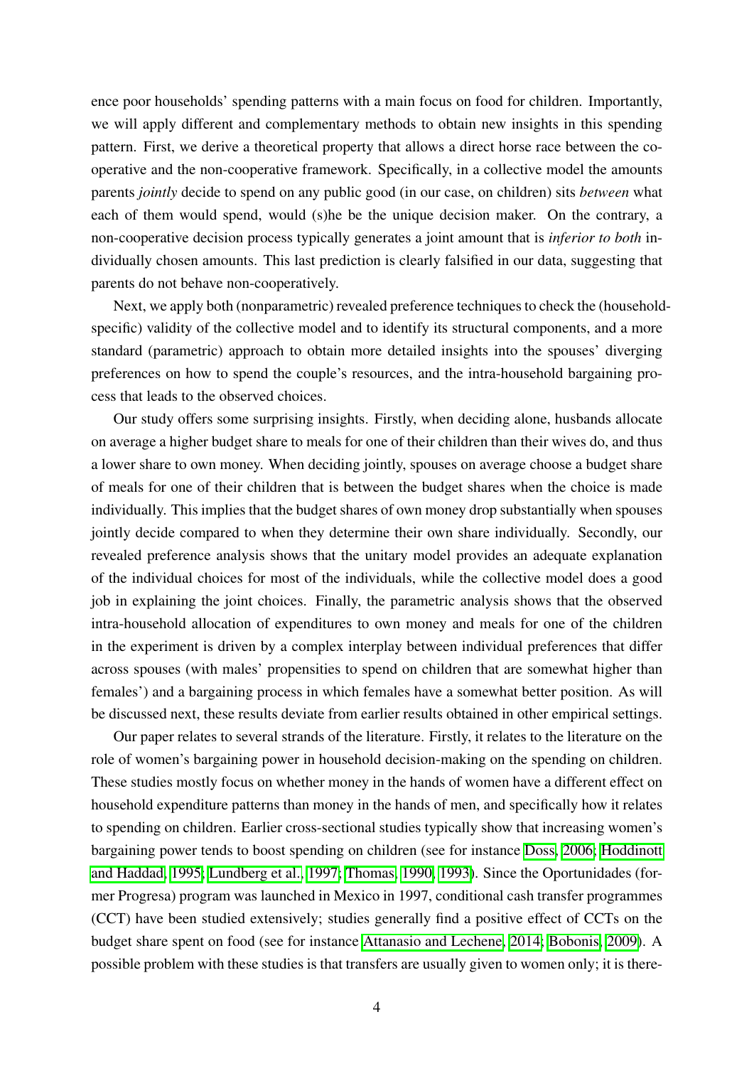ence poor households' spending patterns with a main focus on food for children. Importantly, we will apply different and complementary methods to obtain new insights in this spending pattern. First, we derive a theoretical property that allows a direct horse race between the cooperative and the non-cooperative framework. Specifically, in a collective model the amounts parents *jointly* decide to spend on any public good (in our case, on children) sits *between* what each of them would spend, would (s)he be the unique decision maker. On the contrary, a non-cooperative decision process typically generates a joint amount that is *inferior to both* individually chosen amounts. This last prediction is clearly falsified in our data, suggesting that parents do not behave non-cooperatively.

Next, we apply both (nonparametric) revealed preference techniques to check the (household-specific) validity of the collective model and to identify its structural components, and a more standard (parametric) approach to obtain more detailed insights into the spouses' diverging preferences on how to spend the couple's resources, and the intra-household bargaining process that leads to the observed choices.

Our study offers some surprising insights. Firstly, when deciding alone, husbands allocate on average a higher budget share to meals for one of their children than their wives do, and thus a lower share to own money. When deciding jointly, spouses on average choose a budget share of meals for one of their children that is between the budget shares when the choice is made individually. This implies that the budget shares of own money drop substantially when spouses jointly decide compared to when they determine their own share individually. Secondly, our revealed preference analysis shows that the unitary model provides an adequate explanation of the individual choices for most of the individuals, while the collective model does a good job in explaining the joint choices. Finally, the parametric analysis shows that the observed intra-household allocation of expenditures to own money and meals for one of the children in the experiment is driven by a complex interplay between individual preferences that differ across spouses (with males' propensities to spend on children that are somewhat higher than females') and a bargaining process in which females have a somewhat better position. As will be discussed next, these results deviate from earlier results obtained in other empirical settings.

Our paper relates to several strands of the literature. Firstly, it relates to the literature on the role of women's bargaining power in household decision-making on the spending on children. These studies mostly focus on whether money in the hands of women have a different effect on household expenditure patterns than money in the hands of men, and specifically how it relates to spending on children. Earlier cross-sectional studies typically show that increasing women's bargaining power tends to boost spending on children (see for instance Doss, 2006; Hoddinott and Haddad, 1995; Lundberg et al., 1997; Thomas, 1990, 1993). Since the Oportunidades (former Progresa) program was launched in Mexico in 1997, conditional cash transfer programmes (CCT) have been studied extensively; studies generally find a positive effect of CCTs on the budget share spent on food (see for instance Attanasio and Lechene, 2014; Bobonis, 2009). A possible problem with these studies is that transfers are usually given to women only; it is there-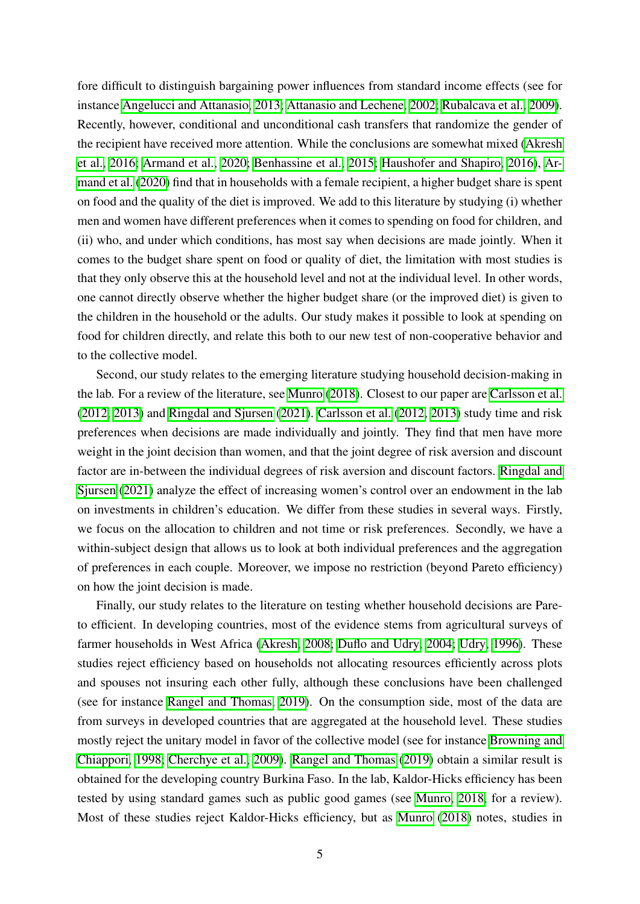fore difficult to distinguish bargaining power influences from standard income effects (see for instance Angelucci and Attanasio, 2013; Attanasio and Lechene, 2002; Rubalcava et al., 2009). Recently, however, conditional and unconditional cash transfers that randomize the gender of the recipient have received more attention. While the conclusions are somewhat mixed (Akresh et al., 2016; Armand et al., 2020; Benhassine et al., 2015; Haushofer and Shapiro, 2016), Armand et al. (2020) find that in households with a female recipient, a higher budget share is spent on food and the quality of the diet is improved. We add to this literature by studying (i) whether men and women have different preferences when it comes to spending on food for children, and (ii) who, and under which conditions, has most say when decisions are made jointly. When it comes to the budget share spent on food or quality of diet, the limitation with most studies is that they only observe this at the household level and not at the individual level. In other words, one cannot directly observe whether the higher budget share (or the improved diet) is given to the children in the household or the adults. Our study makes it possible to look at spending on food for children directly, and relate this both to our new test of non-cooperative behavior and to the collective model.

Second, our study relates to the emerging literature studying household decision-making in the lab. For a review of the literature, see Munro (2018). Closest to our paper are Carlsson et al. (2012, 2013) and Ringdal and Sjursen (2021). Carlsson et al. (2012, 2013) study time and risk preferences when decisions are made individually and jointly. They find that men have more weight in the joint decision than women, and that the joint degree of risk aversion and discount factor are in-between the individual degrees of risk aversion and discount factors. Ringdal and Sjursen (2021) analyze the effect of increasing women's control over an endowment in the lab on investments in children's education. We differ from these studies in several ways. Firstly, we focus on the allocation to children and not time or risk preferences. Secondly, we have a within-subject design that allows us to look at both individual preferences and the aggregation of preferences in each couple. Moreover, we impose no restriction (beyond Pareto efficiency) on how the joint decision is made.

Finally, our study relates to the literature on testing whether household decisions are Pareto efficient. In developing countries, most of the evidence stems from agricultural surveys of farmer households in West Africa (Akresh, 2008; Duflo and Udry, 2004; Udry, 1996). These studies reject efficiency based on households not allocating resources efficiently across plots and spouses not insuring each other fully, although these conclusions have been challenged (see for instance Rangel and Thomas, 2019). On the consumption side, most of the data are from surveys in developed countries that are aggregated at the household level. These studies mostly reject the unitary model in favor of the collective model (see for instance Browning and Chiappori, 1998; Cherchye et al., 2009). Rangel and Thomas (2019) obtain a similar result is obtained for the developing country Burkina Faso. In the lab, Kaldor-Hicks efficiency has been tested by using standard games such as public good games (see Munro, 2018, for a review). Most of these studies reject Kaldor-Hicks efficiency, but as Munro (2018) notes, studies in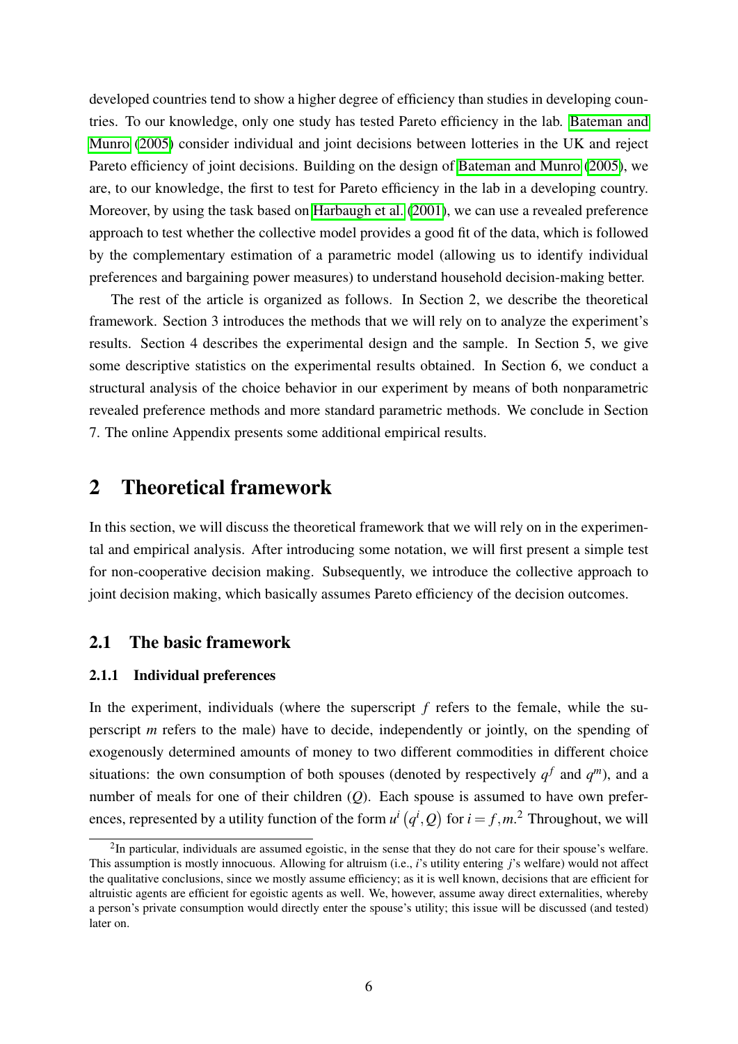developed countries tend to show a higher degree of efficiency than studies in developing countries. To our knowledge, only one study has tested Pareto efficiency in the lab. Bateman and Munro (2005) consider individual and joint decisions between lotteries in the UK and reject Pareto efficiency of joint decisions. Building on the design of Bateman and Munro (2005), we are, to our knowledge, the first to test for Pareto efficiency in the lab in a developing country. Moreover, by using the task based on Harbaugh et al. (2001), we can use a revealed preference approach to test whether the collective model provides a good fit of the data, which is followed by the complementary estimation of a parametric model (allowing us to identify individual preferences and bargaining power measures) to understand household decision-making better.

The rest of the article is organized as follows. In Section 2, we describe the theoretical framework. Section 3 introduces the methods that we will rely on to analyze the experiment's results. Section 4 describes the experimental design and the sample. In Section 5, we give some descriptive statistics on the experimental results obtained. In Section 6, we conduct a structural analysis of the choice behavior in our experiment by means of both nonparametric revealed preference methods and more standard parametric methods. We conclude in Section 7. The online Appendix presents some additional empirical results.

## 2 Theoretical framework

In this section, we will discuss the theoretical framework that we will rely on in the experimental and empirical analysis. After introducing some notation, we will first present a simple test for non-cooperative decision making. Subsequently, we introduce the collective approach to joint decision making, which basically assumes Pareto efficiency of the decision outcomes.

### 2.1 The basic framework

#### 2.1.1 Individual preferences

In the experiment, individuals (where the superscript $f$ refers to the female, while the superscript $m$ refers to the male) have to decide, independently or jointly, on the spending of exogenously determined amounts of money to two different commodities in different choice situations: the own consumption of both spouses (denoted by respectively $q^f$ and $q^m$), and a number of meals for one of their children ($Q$). Each spouse is assumed to have own preferences, represented by a utility function of the form $u^i\left(q^i, Q\right)$ for $i = f, m$.[2] Throughout, we will

[2] In particular, individuals are assumed egoistic, in the sense that they do not care for their spouse's welfare. This assumption is mostly innocuous. Allowing for altruism (i.e., $i$'s utility entering $j$'s welfare) would not affect the qualitative conclusions, since we mostly assume efficiency; as it is well known, decisions that are efficient for altruistic agents are efficient for egoistic agents as well. We, however, assume away direct externalities, whereby a person's private consumption would directly enter the spouse's utility; this issue will be discussed (and tested) later on.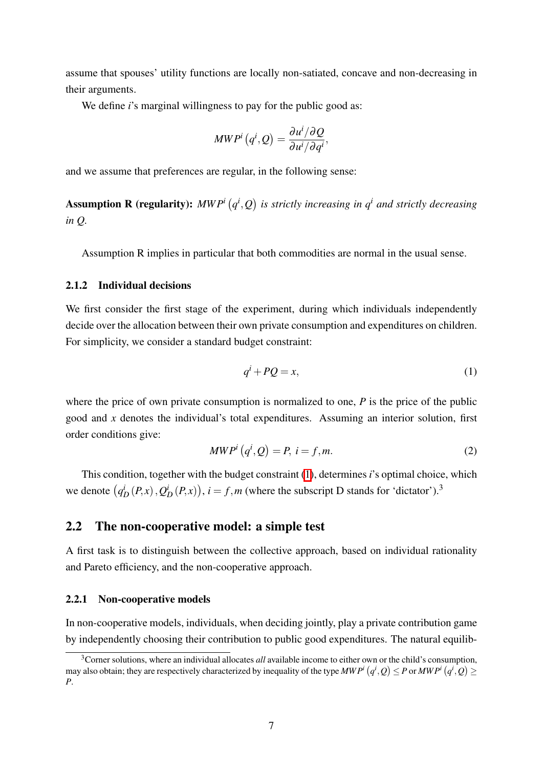assume that spouses' utility functions are locally non-satiated, concave and non-decreasing in their arguments.

We define $i$'s marginal willingness to pay for the public good as:

$$MWP^{i}\left(q^{i},Q\right)=\frac{\partial u^{i}/\partial Q}{\partial u^{i}/\partial q^{i}},$$

and we assume that preferences are regular, in the following sense:

**Assumption R (regularity):** *$MWP^{i}\left(q^{i},Q\right)$ is strictly increasing in $q^{i}$ and strictly decreasing in $Q$.*

Assumption R implies in particular that both commodities are normal in the usual sense.

### 2.1.2 Individual decisions

We first consider the first stage of the experiment, during which individuals independently decide over the allocation between their own private consumption and expenditures on children. For simplicity, we consider a standard budget constraint:

$$q^{i}+PQ=x, \tag{1}$$

where the price of own private consumption is normalized to one, $P$ is the price of the public good and $x$ denotes the individual's total expenditures. Assuming an interior solution, first order conditions give:

$$MWP^{i}\left(q^{i},Q\right)=P,\ i=f,m. \tag{2}$$

This condition, together with the budget constraint (1), determines $i$'s optimal choice, which we denote $\left(q_{D}^{i}\left(P,x\right),Q_{D}^{i}\left(P,x\right)\right)$, $i=f,m$ (where the subscript D stands for 'dictator').[3]

## 2.2 The non-cooperative model: a simple test

A first task is to distinguish between the collective approach, based on individual rationality and Pareto efficiency, and the non-cooperative approach.

### 2.2.1 Non-cooperative models

In non-cooperative models, individuals, when deciding jointly, play a private contribution game by independently choosing their contribution to public good expenditures. The natural equilib-

[3] Corner solutions, where an individual allocates *all* available income to either own or the child's consumption, may also obtain; they are respectively characterized by inequality of the type $MWP^{i}\left(q^{i},Q\right)\leq P$ or $MWP^{i}\left(q^{i},Q\right)\geq P$.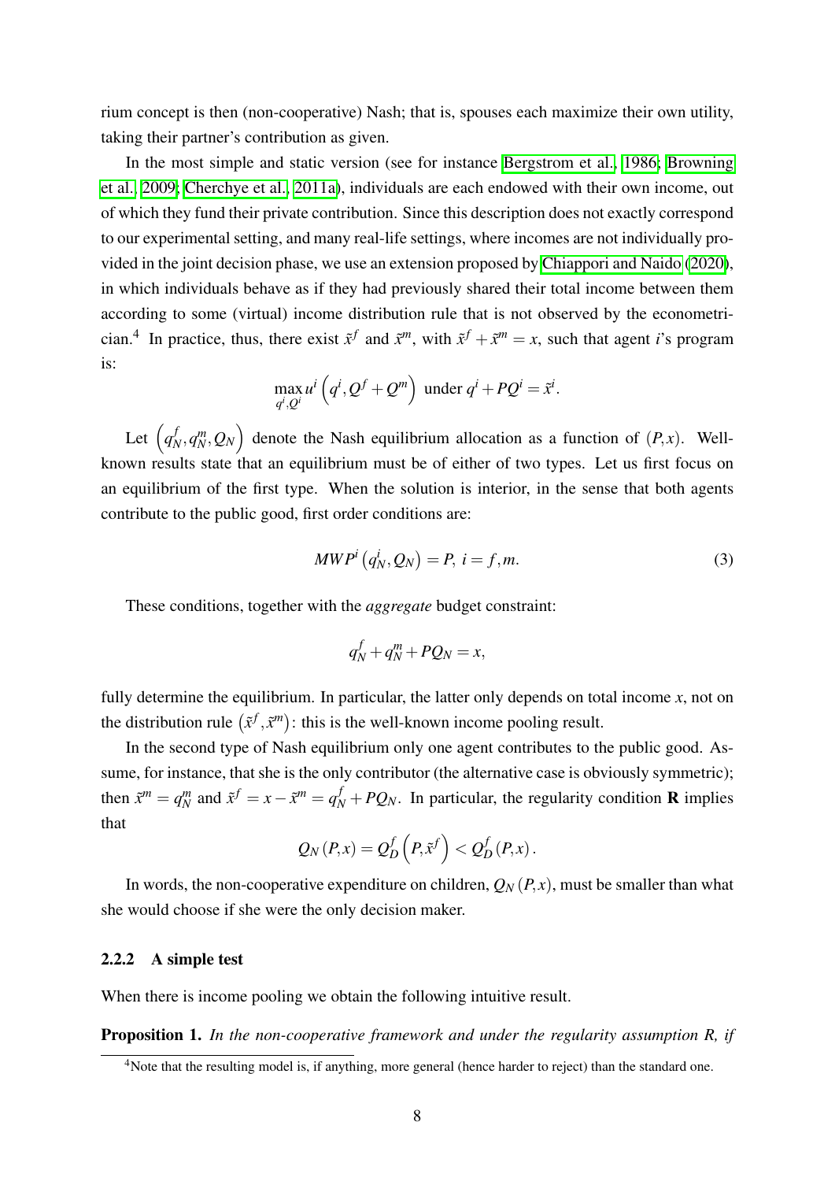rium concept is then (non-cooperative) Nash; that is, spouses each maximize their own utility, taking their partner's contribution as given.

In the most simple and static version (see for instance Bergstrom et al., 1986; Browning et al., 2009; Cherchye et al., 2011a), individuals are each endowed with their own income, out of which they fund their private contribution. Since this description does not exactly correspond to our experimental setting, and many real-life settings, where incomes are not individually provided in the joint decision phase, we use an extension proposed by Chiappori and Naido (2020), in which individuals behave as if they had previously shared their total income between them according to some (virtual) income distribution rule that is not observed by the econometrician.[4] In practice, thus, there exist $\tilde{x}^f$ and $\tilde{x}^m$, with $\tilde{x}^f + \tilde{x}^m = x$, such that agent $i$'s program is:

$$\max_{q^i, Q^i} u^i\left(q^i, Q^f + Q^m\right) \text{ under } q^i + PQ^i = \tilde{x}^i.$$

Let $\left(q_N^f, q_N^m, Q_N\right)$ denote the Nash equilibrium allocation as a function of $(P, x)$. Well-known results state that an equilibrium must be of either of two types. Let us first focus on an equilibrium of the first type. When the solution is interior, in the sense that both agents contribute to the public good, first order conditions are:

$$MWP^i\left(q_N^i, Q_N\right) = P, \ i = f, m. \tag{3}$$

These conditions, together with the *aggregate* budget constraint:

$$q_N^f + q_N^m + PQ_N = x,$$

fully determine the equilibrium. In particular, the latter only depends on total income $x$, not on the distribution rule $\left(\tilde{x}^f, \tilde{x}^m\right)$: this is the well-known income pooling result.

In the second type of Nash equilibrium only one agent contributes to the public good. Assume, for instance, that she is the only contributor (the alternative case is obviously symmetric); then $\tilde{x}^m = q_N^m$ and $\tilde{x}^f = x - \tilde{x}^m = q_N^f + PQ_N$. In particular, the regularity condition **R** implies that

$$Q_N(P, x) = Q_D^f\left(P, \tilde{x}^f\right) < Q_D^f(P, x).$$

In words, the non-cooperative expenditure on children, $Q_N(P, x)$, must be smaller than what she would choose if she were the only decision maker.

### 2.2.2 A simple test

When there is income pooling we obtain the following intuitive result.

**Proposition 1.** *In the non-cooperative framework and under the regularity assumption R, if*

[4] Note that the resulting model is, if anything, more general (hence harder to reject) than the standard one.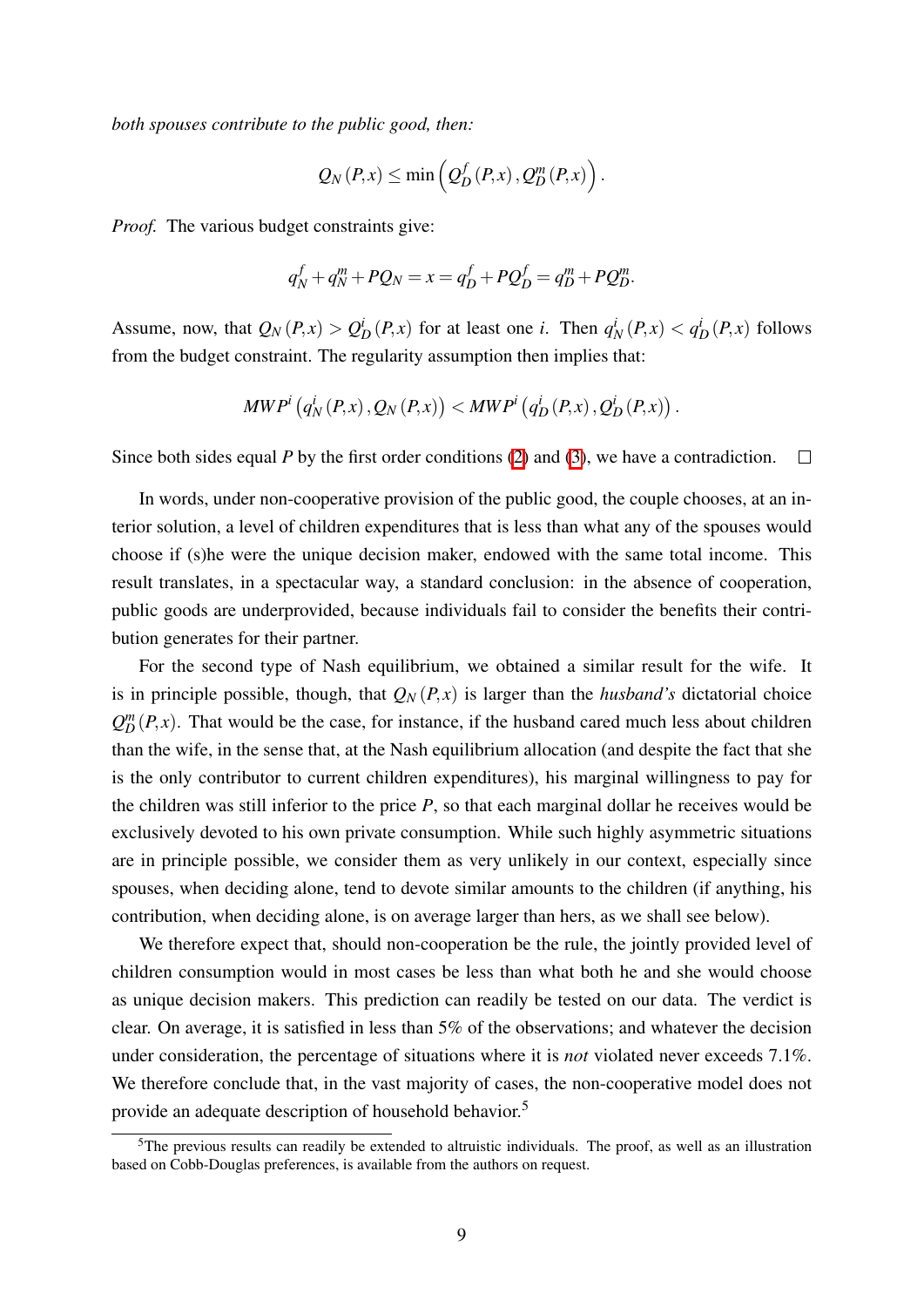*both spouses contribute to the public good, then:*

$$Q_N(P,x) \leq \min\left(Q_D^f(P,x), Q_D^m(P,x)\right).$$

*Proof.* The various budget constraints give:

$$q_N^f + q_N^m + PQ_N = x = q_D^f + PQ_D^f = q_D^m + PQ_D^m.$$

Assume, now, that $Q_N(P,x) > Q_D^i(P,x)$ for at least one $i$. Then $q_N^i(P,x) < q_D^i(P,x)$ follows from the budget constraint. The regularity assumption then implies that:

$$MWP^i\left(q_N^i(P,x), Q_N(P,x)\right) < MWP^i\left(q_D^i(P,x), Q_D^i(P,x)\right).$$

Since both sides equal $P$ by the first order conditions (2) and (3), we have a contradiction. □

In words, under non-cooperative provision of the public good, the couple chooses, at an interior solution, a level of children expenditures that is less than what any of the spouses would choose if (s)he were the unique decision maker, endowed with the same total income. This result translates, in a spectacular way, a standard conclusion: in the absence of cooperation, public goods are underprovided, because individuals fail to consider the benefits their contribution generates for their partner.

For the second type of Nash equilibrium, we obtained a similar result for the wife. It is in principle possible, though, that $Q_N(P,x)$ is larger than the *husband's* dictatorial choice $Q_D^m(P,x)$. That would be the case, for instance, if the husband cared much less about children than the wife, in the sense that, at the Nash equilibrium allocation (and despite the fact that she is the only contributor to current children expenditures), his marginal willingness to pay for the children was still inferior to the price $P$, so that each marginal dollar he receives would be exclusively devoted to his own private consumption. While such highly asymmetric situations are in principle possible, we consider them as very unlikely in our context, especially since spouses, when deciding alone, tend to devote similar amounts to the children (if anything, his contribution, when deciding alone, is on average larger than hers, as we shall see below).

We therefore expect that, should non-cooperation be the rule, the jointly provided level of children consumption would in most cases be less than what both he and she would choose as unique decision makers. This prediction can readily be tested on our data. The verdict is clear. On average, it is satisfied in less than 5% of the observations; and whatever the decision under consideration, the percentage of situations where it is *not* violated never exceeds 7.1%. We therefore conclude that, in the vast majority of cases, the non-cooperative model does not provide an adequate description of household behavior.[5]

[5]The previous results can readily be extended to altruistic individuals. The proof, as well as an illustration based on Cobb-Douglas preferences, is available from the authors on request.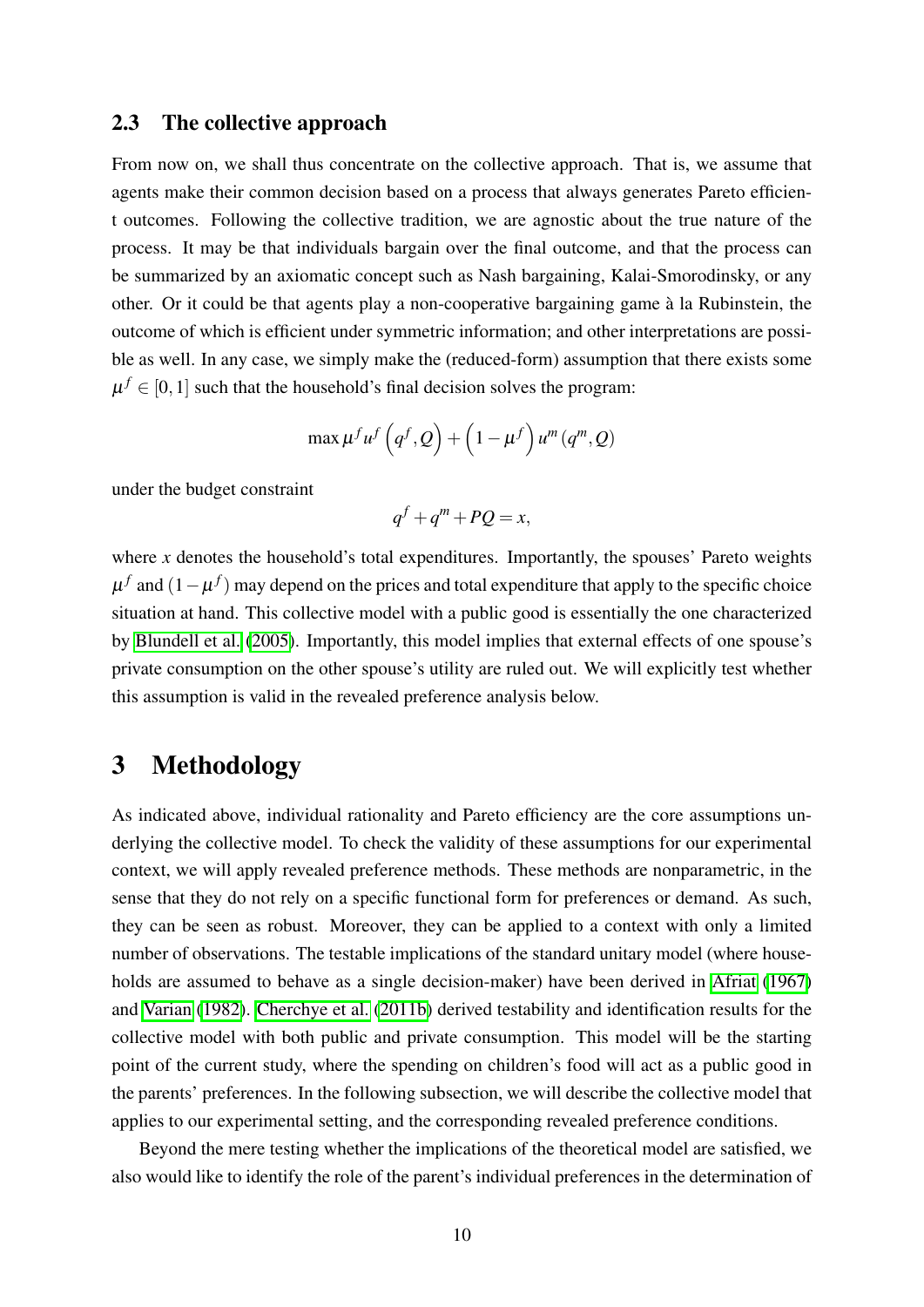### 2.3 The collective approach

From now on, we shall thus concentrate on the collective approach. That is, we assume that agents make their common decision based on a process that always generates Pareto efficient outcomes. Following the collective tradition, we are agnostic about the true nature of the process. It may be that individuals bargain over the final outcome, and that the process can be summarized by an axiomatic concept such as Nash bargaining, Kalai-Smorodinsky, or any other. Or it could be that agents play a non-cooperative bargaining game à la Rubinstein, the outcome of which is efficient under symmetric information; and other interpretations are possible as well. In any case, we simply make the (reduced-form) assumption that there exists some $\mu^f \in [0,1]$ such that the household's final decision solves the program:

$$\max \mu^f u^f\left(q^f, Q\right) + \left(1 - \mu^f\right) u^m\left(q^m, Q\right)$$

under the budget constraint

$$q^f + q^m + PQ = x,$$

where $x$ denotes the household's total expenditures. Importantly, the spouses' Pareto weights $\mu^f$ and $(1 - \mu^f)$ may depend on the prices and total expenditure that apply to the specific choice situation at hand. This collective model with a public good is essentially the one characterized by Blundell et al. (2005). Importantly, this model implies that external effects of one spouse's private consumption on the other spouse's utility are ruled out. We will explicitly test whether this assumption is valid in the revealed preference analysis below.

# 3 Methodology

As indicated above, individual rationality and Pareto efficiency are the core assumptions underlying the collective model. To check the validity of these assumptions for our experimental context, we will apply revealed preference methods. These methods are nonparametric, in the sense that they do not rely on a specific functional form for preferences or demand. As such, they can be seen as robust. Moreover, they can be applied to a context with only a limited number of observations. The testable implications of the standard unitary model (where households are assumed to behave as a single decision-maker) have been derived in Afriat (1967) and Varian (1982). Cherchye et al. (2011b) derived testability and identification results for the collective model with both public and private consumption. This model will be the starting point of the current study, where the spending on children's food will act as a public good in the parents' preferences. In the following subsection, we will describe the collective model that applies to our experimental setting, and the corresponding revealed preference conditions.

Beyond the mere testing whether the implications of the theoretical model are satisfied, we also would like to identify the role of the parent's individual preferences in the determination of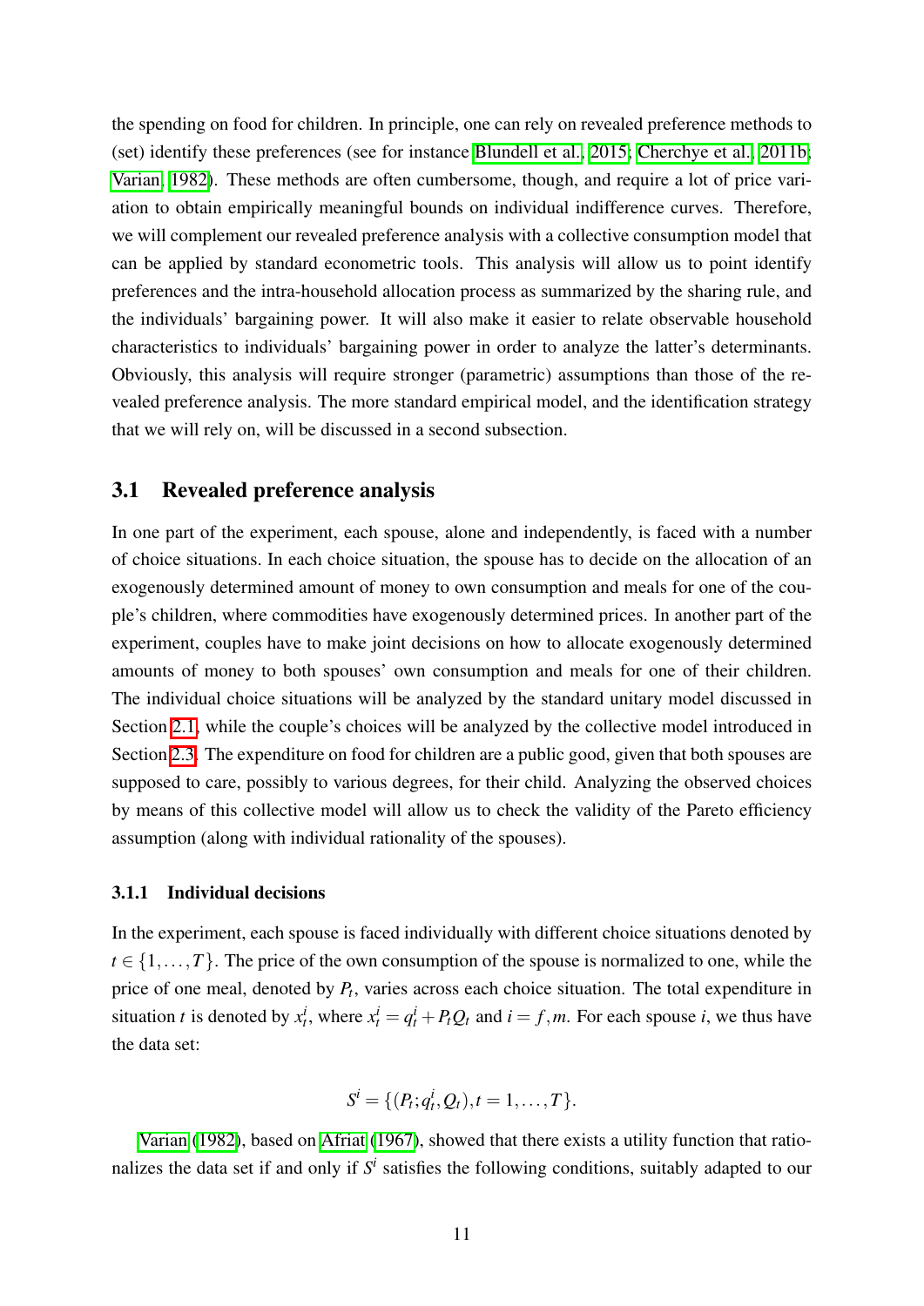the spending on food for children. In principle, one can rely on revealed preference methods to (set) identify these preferences (see for instance Blundell et al., 2015; Cherchye et al., 2011b; Varian, 1982). These methods are often cumbersome, though, and require a lot of price variation to obtain empirically meaningful bounds on individual indifference curves. Therefore, we will complement our revealed preference analysis with a collective consumption model that can be applied by standard econometric tools. This analysis will allow us to point identify preferences and the intra-household allocation process as summarized by the sharing rule, and the individuals' bargaining power. It will also make it easier to relate observable household characteristics to individuals' bargaining power in order to analyze the latter's determinants. Obviously, this analysis will require stronger (parametric) assumptions than those of the revealed preference analysis. The more standard empirical model, and the identification strategy that we will rely on, will be discussed in a second subsection.

## 3.1 Revealed preference analysis

In one part of the experiment, each spouse, alone and independently, is faced with a number of choice situations. In each choice situation, the spouse has to decide on the allocation of an exogenously determined amount of money to own consumption and meals for one of the couple's children, where commodities have exogenously determined prices. In another part of the experiment, couples have to make joint decisions on how to allocate exogenously determined amounts of money to both spouses' own consumption and meals for one of their children. The individual choice situations will be analyzed by the standard unitary model discussed in Section 2.1, while the couple's choices will be analyzed by the collective model introduced in Section 2.3. The expenditure on food for children are a public good, given that both spouses are supposed to care, possibly to various degrees, for their child. Analyzing the observed choices by means of this collective model will allow us to check the validity of the Pareto efficiency assumption (along with individual rationality of the spouses).

### 3.1.1 Individual decisions

In the experiment, each spouse is faced individually with different choice situations denoted by $t \in \{1, \ldots, T\}$. The price of the own consumption of the spouse is normalized to one, while the price of one meal, denoted by $P_t$, varies across each choice situation. The total expenditure in situation $t$ is denoted by $x_t^i$, where $x_t^i = q_t^i + P_t Q_t$ and $i = f, m$. For each spouse $i$, we thus have the data set:

$$S^i = \{(P_t; q_t^i, Q_t), t = 1, \ldots, T\}.$$

Varian (1982), based on Afriat (1967), showed that there exists a utility function that rationalizes the data set if and only if $S^i$ satisfies the following conditions, suitably adapted to our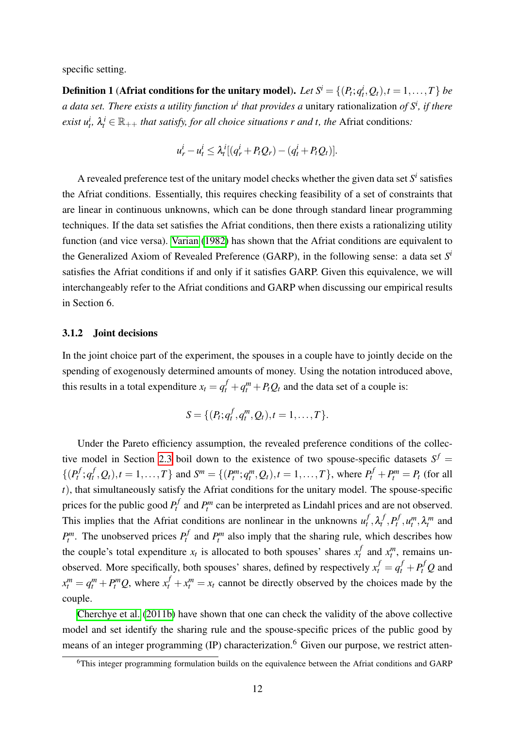specific setting.

**Definition 1 (Afriat conditions for the unitary model).** *Let $S^i = \{(P_t; q_t^i, Q_t), t = 1, \ldots, T\}$ be a data set. There exists a utility function $u^i$ that provides a* unitary rationalization *of $S^i$, if there exist $u_t^i$, $\lambda_t^i \in \mathbb{R}_{++}$ that satisfy, for all choice situations r and t, the* Afriat conditions*:*

$$u_r^i - u_t^i \leq \lambda_t^i [(q_r^i + P_t Q_r) - (q_t^i + P_t Q_t)].$$

A revealed preference test of the unitary model checks whether the given data set $S^i$ satisfies the Afriat conditions. Essentially, this requires checking feasibility of a set of constraints that are linear in continuous unknowns, which can be done through standard linear programming techniques. If the data set satisfies the Afriat conditions, then there exists a rationalizing utility function (and vice versa). Varian (1982) has shown that the Afriat conditions are equivalent to the Generalized Axiom of Revealed Preference (GARP), in the following sense: a data set $S^i$ satisfies the Afriat conditions if and only if it satisfies GARP. Given this equivalence, we will interchangeably refer to the Afriat conditions and GARP when discussing our empirical results in Section 6.

### 3.1.2 Joint decisions

In the joint choice part of the experiment, the spouses in a couple have to jointly decide on the spending of exogenously determined amounts of money. Using the notation introduced above, this results in a total expenditure $x_t = q_t^f + q_t^m + P_t Q_t$ and the data set of a couple is:

$$S = \{(P_t; q_t^f, q_t^m, Q_t), t = 1, \ldots, T\}.$$

Under the Pareto efficiency assumption, the revealed preference conditions of the collective model in Section 2.3 boil down to the existence of two spouse-specific datasets $S^f = \{(P_t^f; q_t^f, Q_t), t = 1, \ldots, T\}$ and $S^m = \{(P_t^m; q_t^m, Q_t), t = 1, \ldots, T\}$, where $P_t^f + P_t^m = P_t$ (for all $t$), that simultaneously satisfy the Afriat conditions for the unitary model. The spouse-specific prices for the public good $P_t^f$ and $P_t^m$ can be interpreted as Lindahl prices and are not observed. This implies that the Afriat conditions are nonlinear in the unknowns $u_t^f, \lambda_t^f, P_t^f, u_t^m, \lambda_t^m$ and $P_t^m$. The unobserved prices $P_t^f$ and $P_t^m$ also imply that the sharing rule, which describes how the couple's total expenditure $x_t$ is allocated to both spouses' shares $x_t^f$ and $x_t^m$, remains unobserved. More specifically, both spouses' shares, defined by respectively $x_t^f = q_t^f + P_t^f Q$ and $x_t^m = q_t^m + P_t^m Q$, where $x_t^f + x_t^m = x_t$ cannot be directly observed by the choices made by the couple.

Cherchye et al. (2011b) have shown that one can check the validity of the above collective model and set identify the sharing rule and the spouse-specific prices of the public good by means of an integer programming (IP) characterization.[6] Given our purpose, we restrict atten-

[6] This integer programming formulation builds on the equivalence between the Afriat conditions and GARP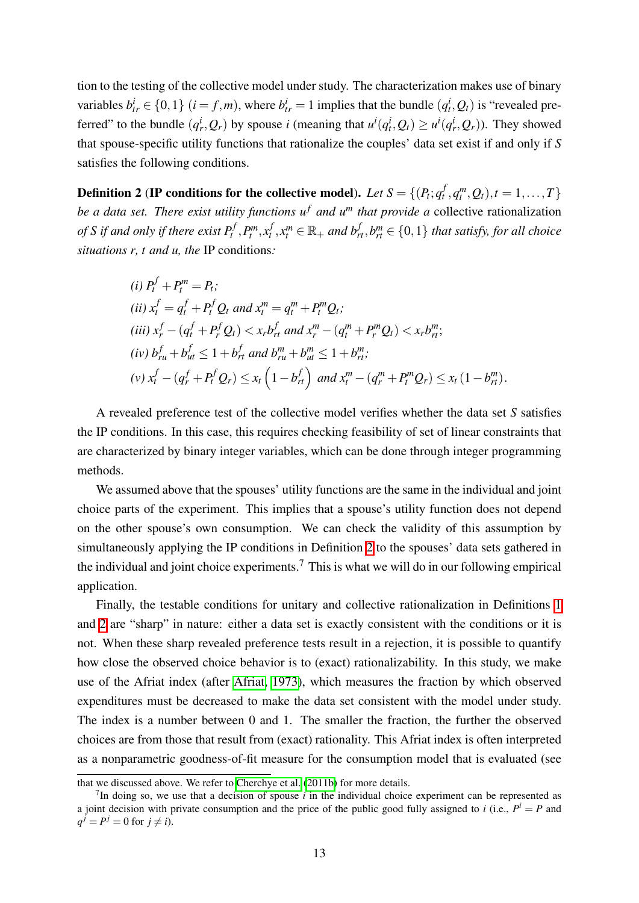tion to the testing of the collective model under study. The characterization makes use of binary variables $b^i_{tr} \in \{0,1\}$ $(i = f,m)$, where $b^i_{tr} = 1$ implies that the bundle $(q^i_t, Q_t)$ is "revealed preferred" to the bundle $(q^i_r, Q_r)$ by spouse $i$ (meaning that $u^i(q^i_t, Q_t) \geq u^i(q^i_r, Q_r)$). They showed that spouse-specific utility functions that rationalize the couples' data set exist if and only if $S$ satisfies the following conditions.

**Definition 2** (**IP conditions for the collective model**). *Let $S = \{(P_t; q^f_t, q^m_t, Q_t), t = 1,\ldots,T\}$ be a data set. There exist utility functions $u^f$ and $u^m$ that provide a* collective rationalization *of $S$ if and only if there exist $P^f_t, P^m_t, x^f_t, x^m_t \in \mathbb{R}_+$ and $b^f_{rt}, b^m_{rt} \in \{0,1\}$ that satisfy, for all choice situations $r$, $t$ and $u$, the* IP conditions*:*

*(i)* $P^f_t + P^m_t = P_t$;

*(ii)* $x^f_t = q^f_t + P^f_t Q_t$ and $x^m_t = q^m_t + P^m_t Q_t$;

*(iii)* $x^f_r - (q^f_t + P^f_r Q_t) < x_r b^f_{rt}$ and $x^m_r - (q^m_t + P^m_r Q_t) < x_r b^m_{rt}$;

*(iv)* $b^f_{ru} + b^f_{ut} \leq 1 + b^f_{rt}$ and $b^m_{ru} + b^m_{ut} \leq 1 + b^m_{rt}$;

*(v)* $x^f_t - (q^f_r + P^f_t Q_r) \leq x_t \left(1 - b^f_{rt}\right)$ and $x^m_t - (q^m_r + P^m_t Q_r) \leq x_t \left(1 - b^m_{rt}\right)$.

A revealed preference test of the collective model verifies whether the data set $S$ satisfies the IP conditions. In this case, this requires checking feasibility of set of linear constraints that are characterized by binary integer variables, which can be done through integer programming methods.

We assumed above that the spouses' utility functions are the same in the individual and joint choice parts of the experiment. This implies that a spouse's utility function does not depend on the other spouse's own consumption. We can check the validity of this assumption by simultaneously applying the IP conditions in Definition 2 to the spouses' data sets gathered in the individual and joint choice experiments.[7] This is what we will do in our following empirical application.

Finally, the testable conditions for unitary and collective rationalization in Definitions 1 and 2 are "sharp" in nature: either a data set is exactly consistent with the conditions or it is not. When these sharp revealed preference tests result in a rejection, it is possible to quantify how close the observed choice behavior is to (exact) rationalizability. In this study, we make use of the Afriat index (after Afriat, 1973), which measures the fraction by which observed expenditures must be decreased to make the data set consistent with the model under study. The index is a number between 0 and 1. The smaller the fraction, the further the observed choices are from those that result from (exact) rationality. This Afriat index is often interpreted as a nonparametric goodness-of-fit measure for the consumption model that is evaluated (see

that we discussed above. We refer to Cherchye et al. (2011b) for more details.

[7] In doing so, we use that a decision of spouse $i$ in the individual choice experiment can be represented as a joint decision with private consumption and the price of the public good fully assigned to $i$ (i.e., $P^i = P$ and $q^j = P^j = 0$ for $j \neq i$).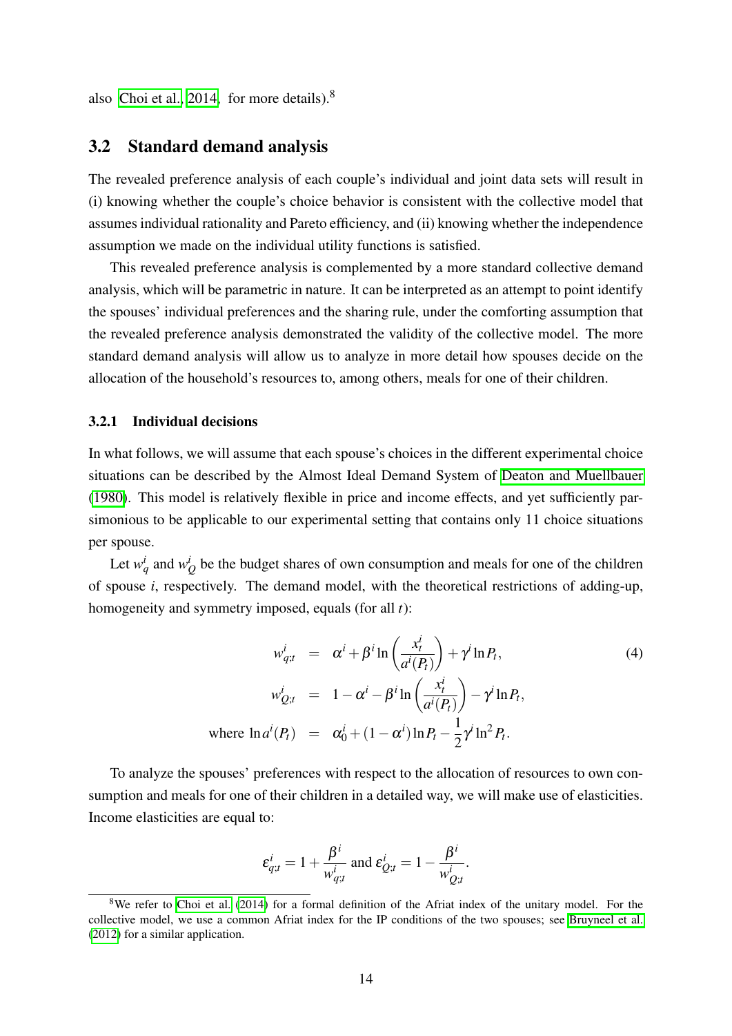also Choi et al., 2014, for more details).[8]

## 3.2 Standard demand analysis

The revealed preference analysis of each couple's individual and joint data sets will result in (i) knowing whether the couple's choice behavior is consistent with the collective model that assumes individual rationality and Pareto efficiency, and (ii) knowing whether the independence assumption we made on the individual utility functions is satisfied.

This revealed preference analysis is complemented by a more standard collective demand analysis, which will be parametric in nature. It can be interpreted as an attempt to point identify the spouses' individual preferences and the sharing rule, under the comforting assumption that the revealed preference analysis demonstrated the validity of the collective model. The more standard demand analysis will allow us to analyze in more detail how spouses decide on the allocation of the household's resources to, among others, meals for one of their children.

### 3.2.1 Individual decisions

In what follows, we will assume that each spouse's choices in the different experimental choice situations can be described by the Almost Ideal Demand System of Deaton and Muellbauer (1980). This model is relatively flexible in price and income effects, and yet sufficiently parsimonious to be applicable to our experimental setting that contains only 11 choice situations per spouse.

Let $w_q^i$ and $w_Q^i$ be the budget shares of own consumption and meals for one of the children of spouse $i$, respectively. The demand model, with the theoretical restrictions of adding-up, homogeneity and symmetry imposed, equals (for all $t$):

$$
\begin{aligned}
w_{q;t}^i &= \alpha^i + \beta^i \ln\left(\frac{x_t^i}{a^i(P_t)}\right) + \gamma^i \ln P_t, \\
w_{Q;t}^i &= 1 - \alpha^i - \beta^i \ln\left(\frac{x_t^i}{a^i(P_t)}\right) - \gamma^i \ln P_t, \\
\text{where } \ln a^i(P_t) &= \alpha_0^i + (1-\alpha^i)\ln P_t - \frac{1}{2}\gamma^i \ln^2 P_t.
\end{aligned}
\tag{4}
$$

To analyze the spouses' preferences with respect to the allocation of resources to own consumption and meals for one of their children in a detailed way, we will make use of elasticities. Income elasticities are equal to:

$$
\varepsilon_{q;t}^i = 1 + \frac{\beta^i}{w_{q;t}^i} \text{ and } \varepsilon_{Q;t}^i = 1 - \frac{\beta^i}{w_{Q;t}^i}.
$$

[8] We refer to Choi et al. (2014) for a formal definition of the Afriat index of the unitary model. For the collective model, we use a common Afriat index for the IP conditions of the two spouses; see Bruyneel et al. (2012) for a similar application.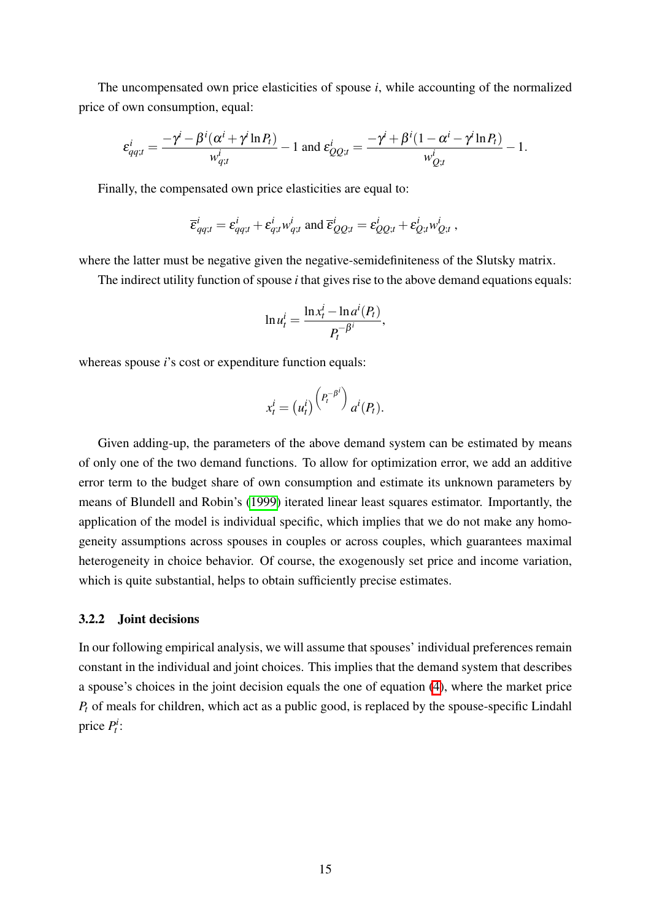The uncompensated own price elasticities of spouse $i$, while accounting of the normalized price of own consumption, equal:

$$\varepsilon^i_{qq;t} = \frac{-\gamma^i - \beta^i(\alpha^i + \gamma^i \ln P_t)}{w^i_{q;t}} - 1 \text{ and } \varepsilon^i_{QQ;t} = \frac{-\gamma^i + \beta^i(1 - \alpha^i - \gamma^i \ln P_t)}{w^i_{Q;t}} - 1.$$

Finally, the compensated own price elasticities are equal to:

$$\overline{\varepsilon}^i_{qq;t} = \varepsilon^i_{qq;t} + \varepsilon^i_{q;t} w^i_{q;t} \text{ and } \overline{\varepsilon}^i_{QQ;t} = \varepsilon^i_{QQ;t} + \varepsilon^i_{Q;t} w^i_{Q;t} \,,$$

where the latter must be negative given the negative-semidefiniteness of the Slutsky matrix.

The indirect utility function of spouse $i$ that gives rise to the above demand equations equals:

$$\ln u^i_t = \frac{\ln x^i_t - \ln a^i(P_t)}{P_t^{-\beta^i}},$$

whereas spouse $i$'s cost or expenditure function equals:

$$x^i_t = \left(u^i_t\right)^{\left(P_t^{-\beta^i}\right)} a^i(P_t).$$

Given adding-up, the parameters of the above demand system can be estimated by means of only one of the two demand functions. To allow for optimization error, we add an additive error term to the budget share of own consumption and estimate its unknown parameters by means of Blundell and Robin's (1999) iterated linear least squares estimator. Importantly, the application of the model is individual specific, which implies that we do not make any homogeneity assumptions across spouses in couples or across couples, which guarantees maximal heterogeneity in choice behavior. Of course, the exogenously set price and income variation, which is quite substantial, helps to obtain sufficiently precise estimates.

### 3.2.2 Joint decisions

In our following empirical analysis, we will assume that spouses' individual preferences remain constant in the individual and joint choices. This implies that the demand system that describes a spouse's choices in the joint decision equals the one of equation (4), where the market price $P_t$ of meals for children, which act as a public good, is replaced by the spouse-specific Lindahl price $P^i_t$: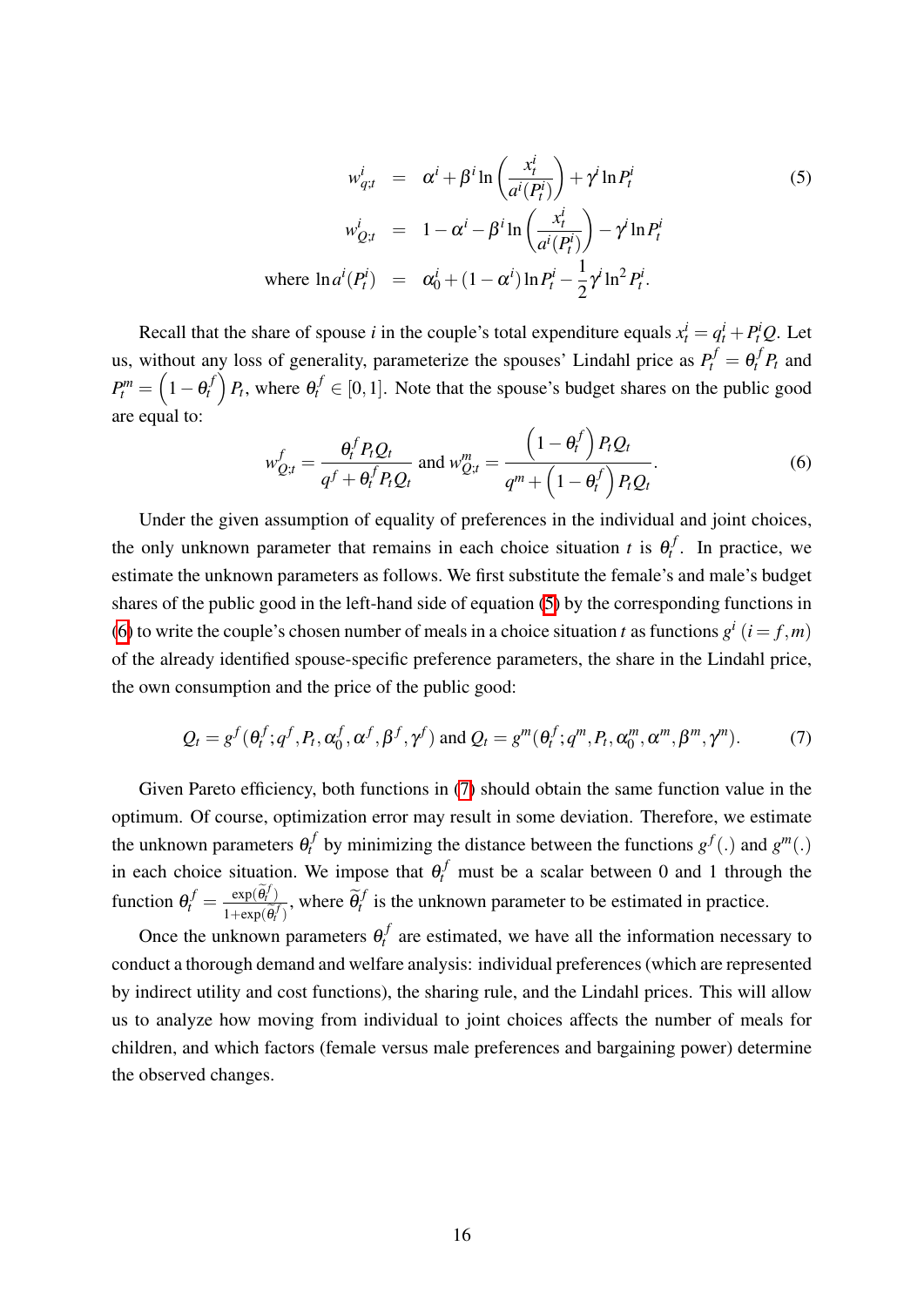$$
\begin{aligned}
w^i_{q;t} &= \alpha^i + \beta^i \ln\left(\frac{x^i_t}{a^i(P^i_t)}\right) + \gamma^i \ln P^i_t \\
w^i_{Q;t} &= 1 - \alpha^i - \beta^i \ln\left(\frac{x^i_t}{a^i(P^i_t)}\right) - \gamma^i \ln P^i_t \\
\text{where } \ln a^i(P^i_t) &= \alpha^i_0 + (1-\alpha^i)\ln P^i_t - \frac{1}{2}\gamma^i \ln^2 P^i_t.
\end{aligned} \tag{5}
$$

Recall that the share of spouse $i$ in the couple's total expenditure equals $x^i_t = q^i_t + P^i_t Q$. Let us, without any loss of generality, parameterize the spouses' Lindahl price as $P^f_t = \theta^f_t P_t$ and $P^m_t = \left(1-\theta^f_t\right)P_t$, where $\theta^f_t \in [0,1]$. Note that the spouse's budget shares on the public good are equal to:

$$
w^f_{Q;t} = \frac{\theta^f_t P_t Q_t}{q^f + \theta^f_t P_t Q_t} \text{ and } w^m_{Q;t} = \frac{\left(1-\theta^f_t\right)P_t Q_t}{q^m + \left(1-\theta^f_t\right)P_t Q_t}. \tag{6}
$$

Under the given assumption of equality of preferences in the individual and joint choices, the only unknown parameter that remains in each choice situation $t$ is $\theta^f_t$. In practice, we estimate the unknown parameters as follows. We first substitute the female's and male's budget shares of the public good in the left-hand side of equation (5) by the corresponding functions in (6) to write the couple's chosen number of meals in a choice situation $t$ as functions $g^i$ $(i = f, m)$ of the already identified spouse-specific preference parameters, the share in the Lindahl price, the own consumption and the price of the public good:

$$
Q_t = g^f(\theta^f_t; q^f, P_t, \alpha^f_0, \alpha^f, \beta^f, \gamma^f) \text{ and } Q_t = g^m(\theta^f_t; q^m, P_t, \alpha^m_0, \alpha^m, \beta^m, \gamma^m). \tag{7}
$$

Given Pareto efficiency, both functions in (7) should obtain the same function value in the optimum. Of course, optimization error may result in some deviation. Therefore, we estimate the unknown parameters $\theta^f_t$ by minimizing the distance between the functions $g^f(.)$ and $g^m(.)$ in each choice situation. We impose that $\theta^f_t$ must be a scalar between 0 and 1 through the function $\theta^f_t = \frac{\exp(\widetilde{\theta}^f_t)}{1+\exp(\widetilde{\theta}^f_t)}$, where $\widetilde{\theta}^f_t$ is the unknown parameter to be estimated in practice.

Once the unknown parameters $\theta^f_t$ are estimated, we have all the information necessary to conduct a thorough demand and welfare analysis: individual preferences (which are represented by indirect utility and cost functions), the sharing rule, and the Lindahl prices. This will allow us to analyze how moving from individual to joint choices affects the number of meals for children, and which factors (female versus male preferences and bargaining power) determine the observed changes.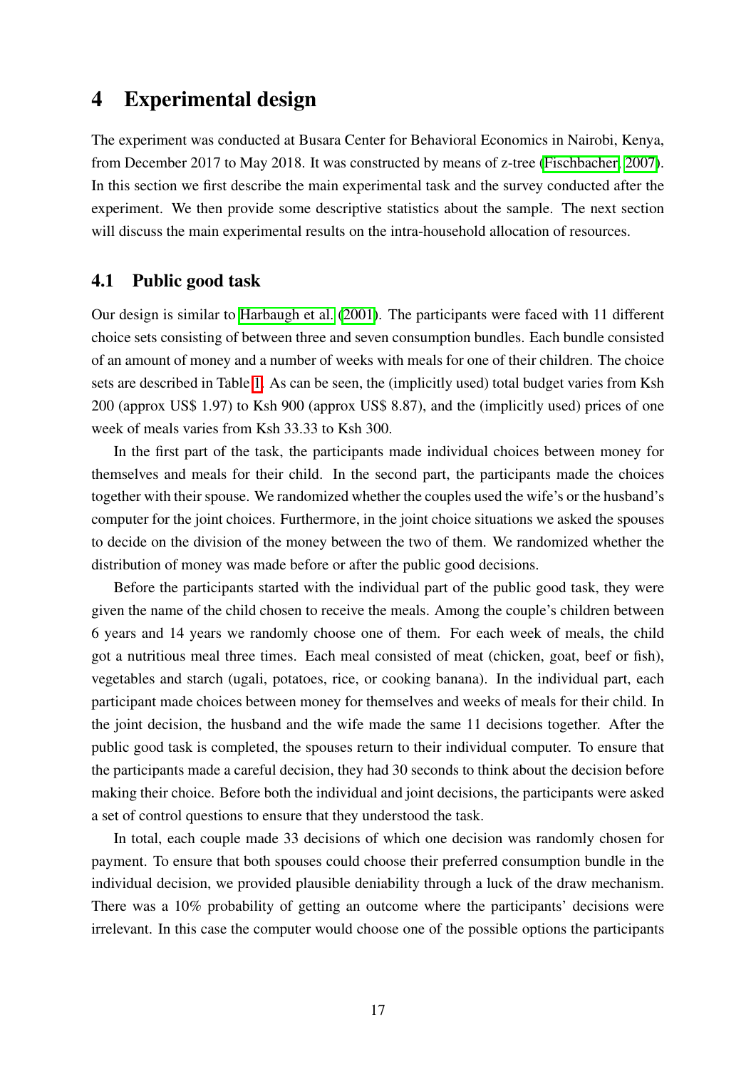# 4 Experimental design

The experiment was conducted at Busara Center for Behavioral Economics in Nairobi, Kenya, from December 2017 to May 2018. It was constructed by means of z-tree (Fischbacher, 2007). In this section we first describe the main experimental task and the survey conducted after the experiment. We then provide some descriptive statistics about the sample. The next section will discuss the main experimental results on the intra-household allocation of resources.

## 4.1 Public good task

Our design is similar to Harbaugh et al. (2001). The participants were faced with 11 different choice sets consisting of between three and seven consumption bundles. Each bundle consisted of an amount of money and a number of weeks with meals for one of their children. The choice sets are described in Table 1. As can be seen, the (implicitly used) total budget varies from Ksh 200 (approx US$ 1.97) to Ksh 900 (approx US$ 8.87), and the (implicitly used) prices of one week of meals varies from Ksh 33.33 to Ksh 300.

In the first part of the task, the participants made individual choices between money for themselves and meals for their child. In the second part, the participants made the choices together with their spouse. We randomized whether the couples used the wife's or the husband's computer for the joint choices. Furthermore, in the joint choice situations we asked the spouses to decide on the division of the money between the two of them. We randomized whether the distribution of money was made before or after the public good decisions.

Before the participants started with the individual part of the public good task, they were given the name of the child chosen to receive the meals. Among the couple's children between 6 years and 14 years we randomly choose one of them. For each week of meals, the child got a nutritious meal three times. Each meal consisted of meat (chicken, goat, beef or fish), vegetables and starch (ugali, potatoes, rice, or cooking banana). In the individual part, each participant made choices between money for themselves and weeks of meals for their child. In the joint decision, the husband and the wife made the same 11 decisions together. After the public good task is completed, the spouses return to their individual computer. To ensure that the participants made a careful decision, they had 30 seconds to think about the decision before making their choice. Before both the individual and joint decisions, the participants were asked a set of control questions to ensure that they understood the task.

In total, each couple made 33 decisions of which one decision was randomly chosen for payment. To ensure that both spouses could choose their preferred consumption bundle in the individual decision, we provided plausible deniability through a luck of the draw mechanism. There was a 10% probability of getting an outcome where the participants' decisions were irrelevant. In this case the computer would choose one of the possible options the participants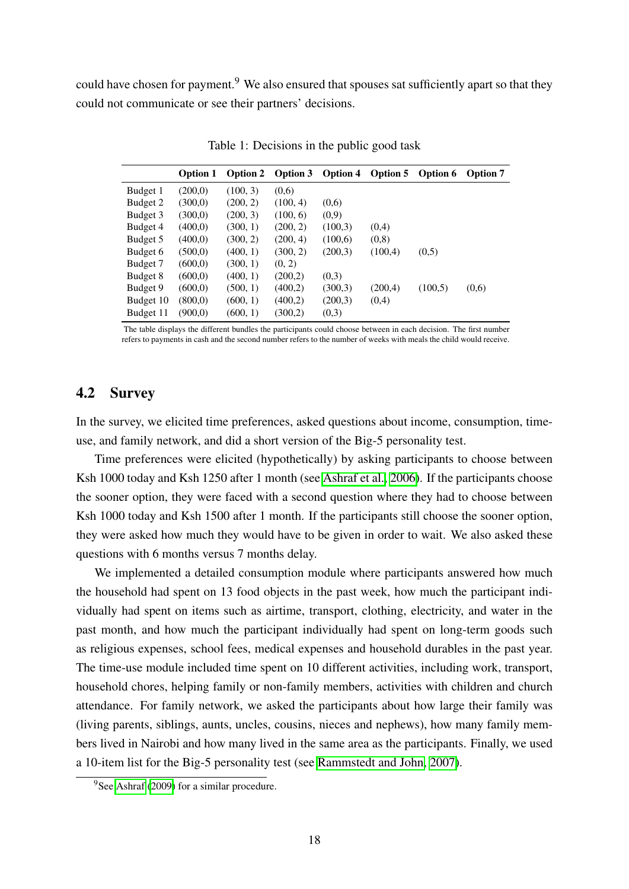could have chosen for payment.[9] We also ensured that spouses sat sufficiently apart so that they could not communicate or see their partners' decisions.

Table 1: Decisions in the public good task

| | Option 1 | Option 2 | Option 3 | Option 4 | Option 5 | Option 6 | Option 7 |
|---|---|---|---|---|---|---|---|
| Budget 1 | (200,0) | (100, 3) | (0,6) | | | | |
| Budget 2 | (300,0) | (200, 2) | (100, 4) | (0,6) | | | |
| Budget 3 | (300,0) | (200, 3) | (100, 6) | (0,9) | | | |
| Budget 4 | (400,0) | (300, 1) | (200, 2) | (100,3) | (0,4) | | |
| Budget 5 | (400,0) | (300, 2) | (200, 4) | (100,6) | (0,8) | | |
| Budget 6 | (500,0) | (400, 1) | (300, 2) | (200,3) | (100,4) | (0,5) | |
| Budget 7 | (600,0) | (300, 1) | (0, 2) | | | | |
| Budget 8 | (600,0) | (400, 1) | (200,2) | (0,3) | | | |
| Budget 9 | (600,0) | (500, 1) | (400,2) | (300,3) | (200,4) | (100,5) | (0,6) |
| Budget 10 | (800,0) | (600, 1) | (400,2) | (200,3) | (0,4) | | |
| Budget 11 | (900,0) | (600, 1) | (300,2) | (0,3) | | | |

The table displays the different bundles the participants could choose between in each decision. The first number refers to payments in cash and the second number refers to the number of weeks with meals the child would receive.

## 4.2 Survey

In the survey, we elicited time preferences, asked questions about income, consumption, time-use, and family network, and did a short version of the Big-5 personality test.

Time preferences were elicited (hypothetically) by asking participants to choose between Ksh 1000 today and Ksh 1250 after 1 month (see Ashraf et al., 2006). If the participants choose the sooner option, they were faced with a second question where they had to choose between Ksh 1000 today and Ksh 1500 after 1 month. If the participants still choose the sooner option, they were asked how much they would have to be given in order to wait. We also asked these questions with 6 months versus 7 months delay.

We implemented a detailed consumption module where participants answered how much the household had spent on 13 food objects in the past week, how much the participant individually had spent on items such as airtime, transport, clothing, electricity, and water in the past month, and how much the participant individually had spent on long-term goods such as religious expenses, school fees, medical expenses and household durables in the past year. The time-use module included time spent on 10 different activities, including work, transport, household chores, helping family or non-family members, activities with children and church attendance. For family network, we asked the participants about how large their family was (living parents, siblings, aunts, uncles, cousins, nieces and nephews), how many family members lived in Nairobi and how many lived in the same area as the participants. Finally, we used a 10-item list for the Big-5 personality test (see Rammstedt and John, 2007).

[9] See Ashraf (2009) for a similar procedure.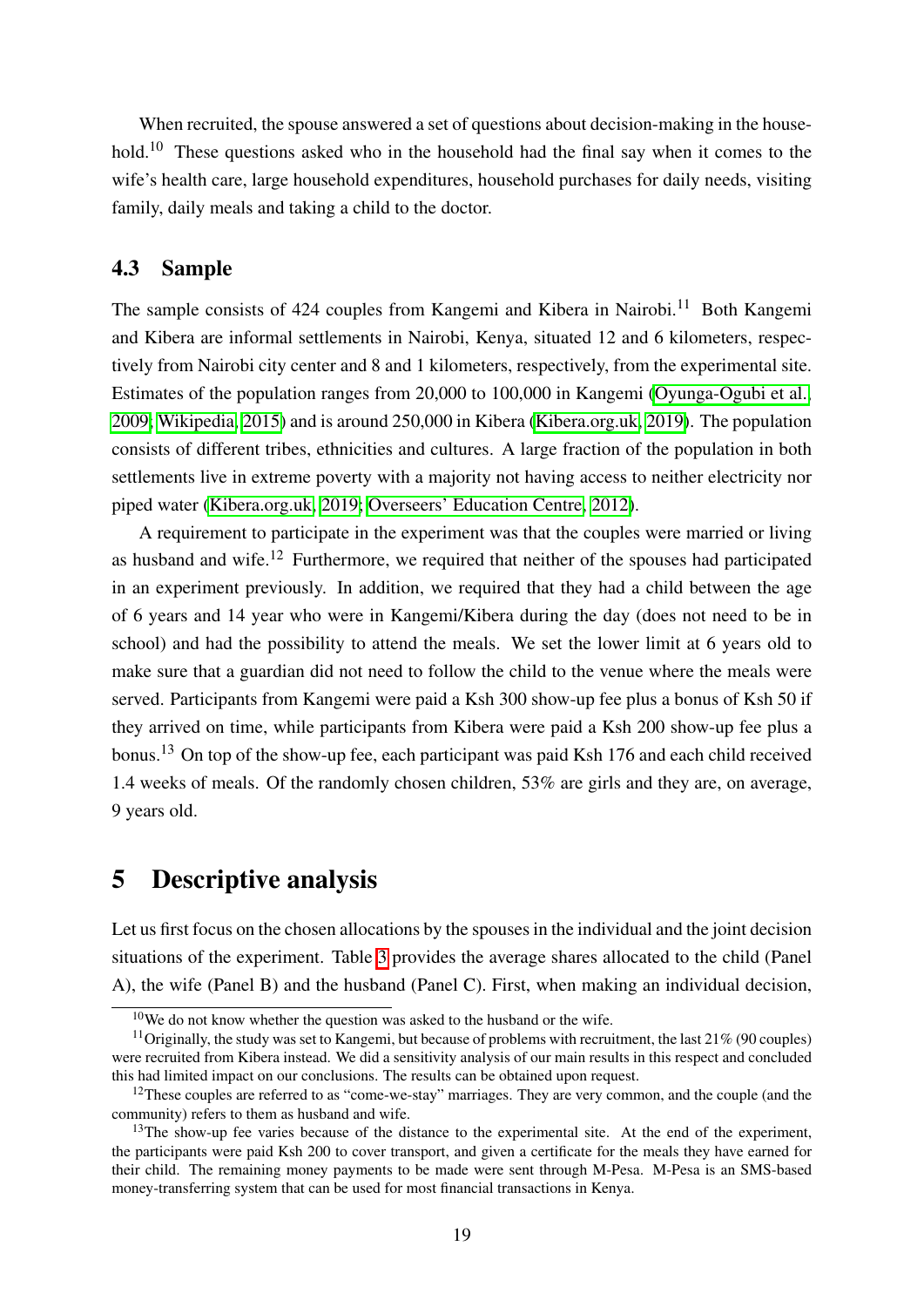When recruited, the spouse answered a set of questions about decision-making in the household.[10] These questions asked who in the household had the final say when it comes to the wife's health care, large household expenditures, household purchases for daily needs, visiting family, daily meals and taking a child to the doctor.

### 4.3 Sample

The sample consists of 424 couples from Kangemi and Kibera in Nairobi.[11] Both Kangemi and Kibera are informal settlements in Nairobi, Kenya, situated 12 and 6 kilometers, respectively from Nairobi city center and 8 and 1 kilometers, respectively, from the experimental site. Estimates of the population ranges from 20,000 to 100,000 in Kangemi (Oyunga-Ogubi et al., 2009; Wikipedia, 2015) and is around 250,000 in Kibera (Kibera.org.uk, 2019). The population consists of different tribes, ethnicities and cultures. A large fraction of the population in both settlements live in extreme poverty with a majority not having access to neither electricity nor piped water (Kibera.org.uk, 2019; Overseers' Education Centre, 2012).

A requirement to participate in the experiment was that the couples were married or living as husband and wife.[12] Furthermore, we required that neither of the spouses had participated in an experiment previously. In addition, we required that they had a child between the age of 6 years and 14 year who were in Kangemi/Kibera during the day (does not need to be in school) and had the possibility to attend the meals. We set the lower limit at 6 years old to make sure that a guardian did not need to follow the child to the venue where the meals were served. Participants from Kangemi were paid a Ksh 300 show-up fee plus a bonus of Ksh 50 if they arrived on time, while participants from Kibera were paid a Ksh 200 show-up fee plus a bonus.[13] On top of the show-up fee, each participant was paid Ksh 176 and each child received 1.4 weeks of meals. Of the randomly chosen children, 53% are girls and they are, on average, 9 years old.

## 5 Descriptive analysis

Let us first focus on the chosen allocations by the spouses in the individual and the joint decision situations of the experiment. Table 3 provides the average shares allocated to the child (Panel A), the wife (Panel B) and the husband (Panel C). First, when making an individual decision,

---

[10] We do not know whether the question was asked to the husband or the wife.

[11] Originally, the study was set to Kangemi, but because of problems with recruitment, the last 21% (90 couples) were recruited from Kibera instead. We did a sensitivity analysis of our main results in this respect and concluded this had limited impact on our conclusions. The results can be obtained upon request.

[12] These couples are referred to as "come-we-stay" marriages. They are very common, and the couple (and the community) refers to them as husband and wife.

[13] The show-up fee varies because of the distance to the experimental site. At the end of the experiment, the participants were paid Ksh 200 to cover transport, and given a certificate for the meals they have earned for their child. The remaining money payments to be made were sent through M-Pesa. M-Pesa is an SMS-based money-transferring system that can be used for most financial transactions in Kenya.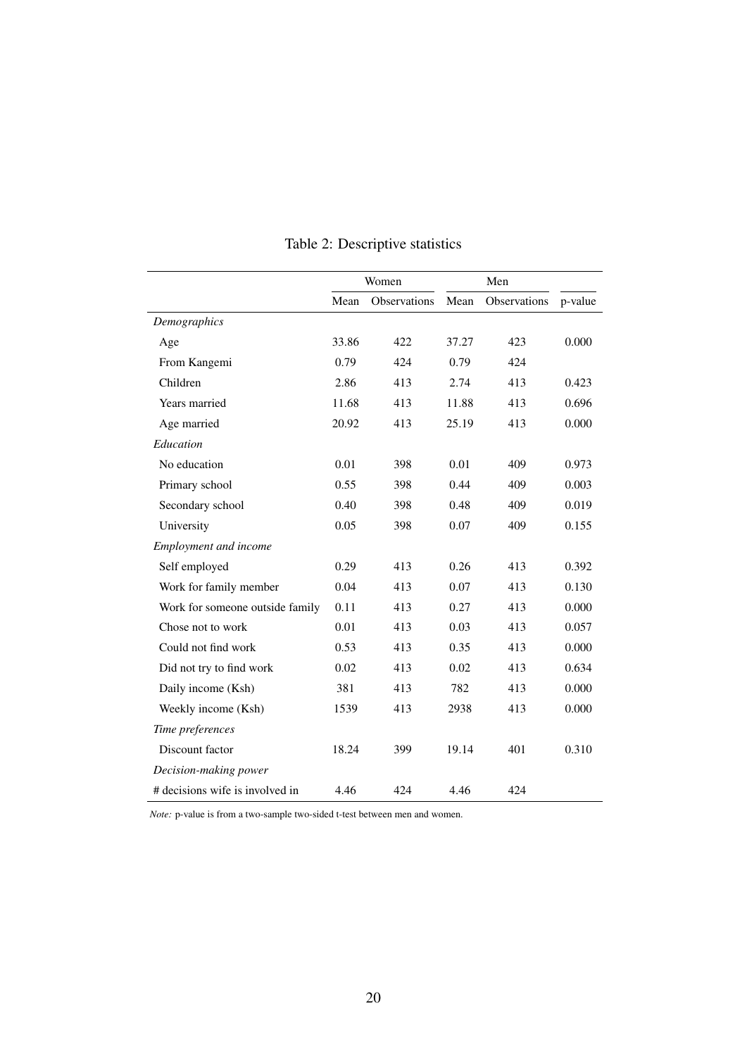Table 2: Descriptive statistics

| | Women | | Men | | |
|---|---|---|---|---|---|
| | Mean | Observations | Mean | Observations | p-value |
| *Demographics* | | | | | |
| Age | 33.86 | 422 | 37.27 | 423 | 0.000 |
| From Kangemi | 0.79 | 424 | 0.79 | 424 | |
| Children | 2.86 | 413 | 2.74 | 413 | 0.423 |
| Years married | 11.68 | 413 | 11.88 | 413 | 0.696 |
| Age married | 20.92 | 413 | 25.19 | 413 | 0.000 |
| *Education* | | | | | |
| No education | 0.01 | 398 | 0.01 | 409 | 0.973 |
| Primary school | 0.55 | 398 | 0.44 | 409 | 0.003 |
| Secondary school | 0.40 | 398 | 0.48 | 409 | 0.019 |
| University | 0.05 | 398 | 0.07 | 409 | 0.155 |
| *Employment and income* | | | | | |
| Self employed | 0.29 | 413 | 0.26 | 413 | 0.392 |
| Work for family member | 0.04 | 413 | 0.07 | 413 | 0.130 |
| Work for someone outside family | 0.11 | 413 | 0.27 | 413 | 0.000 |
| Chose not to work | 0.01 | 413 | 0.03 | 413 | 0.057 |
| Could not find work | 0.53 | 413 | 0.35 | 413 | 0.000 |
| Did not try to find work | 0.02 | 413 | 0.02 | 413 | 0.634 |
| Daily income (Ksh) | 381 | 413 | 782 | 413 | 0.000 |
| Weekly income (Ksh) | 1539 | 413 | 2938 | 413 | 0.000 |
| *Time preferences* | | | | | |
| Discount factor | 18.24 | 399 | 19.14 | 401 | 0.310 |
| *Decision-making power* | | | | | |
| # decisions wife is involved in | 4.46 | 424 | 4.46 | 424 | |

*Note:* p-value is from a two-sample two-sided t-test between men and women.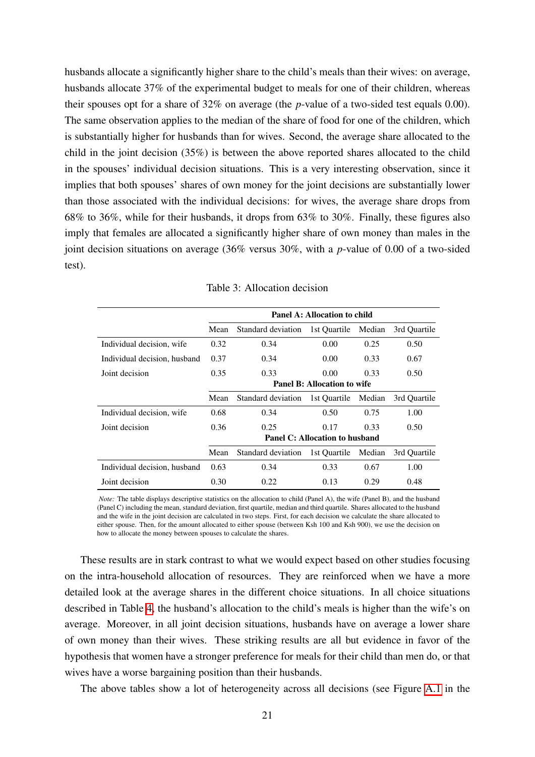husbands allocate a significantly higher share to the child's meals than their wives: on average, husbands allocate 37% of the experimental budget to meals for one of their children, whereas their spouses opt for a share of 32% on average (the $p$-value of a two-sided test equals 0.00). The same observation applies to the median of the share of food for one of the children, which is substantially higher for husbands than for wives. Second, the average share allocated to the child in the joint decision (35%) is between the above reported shares allocated to the child in the spouses' individual decision situations. This is a very interesting observation, since it implies that both spouses' shares of own money for the joint decisions are substantially lower than those associated with the individual decisions: for wives, the average share drops from 68% to 36%, while for their husbands, it drops from 63% to 30%. Finally, these figures also imply that females are allocated a significantly higher share of own money than males in the joint decision situations on average (36% versus 30%, with a $p$-value of 0.00 of a two-sided test).

Table 3: Allocation decision

| | **Panel A: Allocation to child** | | | | |
|---|---|---|---|---|---|
| | Mean | Standard deviation | 1st Quartile | Median | 3rd Quartile |
| Individual decision, wife | 0.32 | 0.34 | 0.00 | 0.25 | 0.50 |
| Individual decision, husband | 0.37 | 0.34 | 0.00 | 0.33 | 0.67 |
| Joint decision | 0.35 | 0.33 | 0.00 | 0.33 | 0.50 |
| | **Panel B: Allocation to wife** | | | | |
| | Mean | Standard deviation | 1st Quartile | Median | 3rd Quartile |
| Individual decision, wife | 0.68 | 0.34 | 0.50 | 0.75 | 1.00 |
| Joint decision | 0.36 | 0.25 | 0.17 | 0.33 | 0.50 |
| | **Panel C: Allocation to husband** | | | | |
| | Mean | Standard deviation | 1st Quartile | Median | 3rd Quartile |
| Individual decision, husband | 0.63 | 0.34 | 0.33 | 0.67 | 1.00 |
| Joint decision | 0.30 | 0.22 | 0.13 | 0.29 | 0.48 |

*Note:* The table displays descriptive statistics on the allocation to child (Panel A), the wife (Panel B), and the husband (Panel C) including the mean, standard deviation, first quartile, median and third quartile. Shares allocated to the husband and the wife in the joint decision are calculated in two steps. First, for each decision we calculate the share allocated to either spouse. Then, for the amount allocated to either spouse (between Ksh 100 and Ksh 900), we use the decision on how to allocate the money between spouses to calculate the shares.

These results are in stark contrast to what we would expect based on other studies focusing on the intra-household allocation of resources. They are reinforced when we have a more detailed look at the average shares in the different choice situations. In all choice situations described in Table 4, the husband's allocation to the child's meals is higher than the wife's on average. Moreover, in all joint decision situations, husbands have on average a lower share of own money than their wives. These striking results are all but evidence in favor of the hypothesis that women have a stronger preference for meals for their child than men do, or that wives have a worse bargaining position than their husbands.

The above tables show a lot of heterogeneity across all decisions (see Figure A.1 in the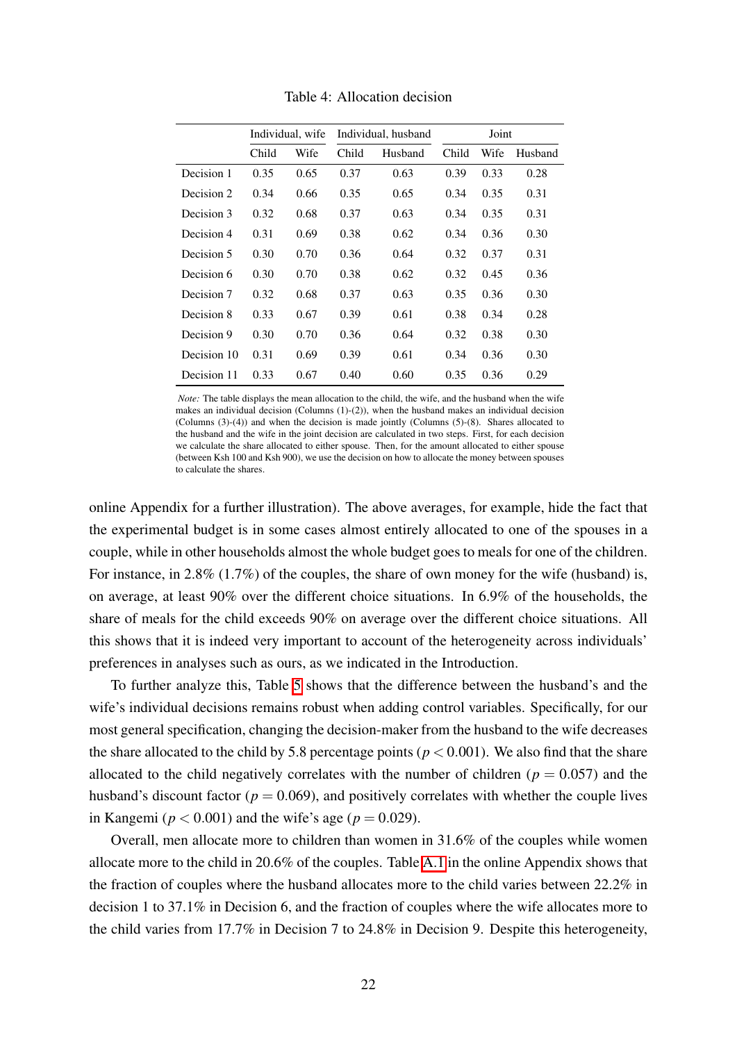Table 4: Allocation decision

| | Individual, wife | | Individual, husband | | Joint | | |
|---|---|---|---|---|---|---|---|
| | Child | Wife | Child | Husband | Child | Wife | Husband |
| Decision 1 | 0.35 | 0.65 | 0.37 | 0.63 | 0.39 | 0.33 | 0.28 |
| Decision 2 | 0.34 | 0.66 | 0.35 | 0.65 | 0.34 | 0.35 | 0.31 |
| Decision 3 | 0.32 | 0.68 | 0.37 | 0.63 | 0.34 | 0.35 | 0.31 |
| Decision 4 | 0.31 | 0.69 | 0.38 | 0.62 | 0.34 | 0.36 | 0.30 |
| Decision 5 | 0.30 | 0.70 | 0.36 | 0.64 | 0.32 | 0.37 | 0.31 |
| Decision 6 | 0.30 | 0.70 | 0.38 | 0.62 | 0.32 | 0.45 | 0.36 |
| Decision 7 | 0.32 | 0.68 | 0.37 | 0.63 | 0.35 | 0.36 | 0.30 |
| Decision 8 | 0.33 | 0.67 | 0.39 | 0.61 | 0.38 | 0.34 | 0.28 |
| Decision 9 | 0.30 | 0.70 | 0.36 | 0.64 | 0.32 | 0.38 | 0.30 |
| Decision 10 | 0.31 | 0.69 | 0.39 | 0.61 | 0.34 | 0.36 | 0.30 |
| Decision 11 | 0.33 | 0.67 | 0.40 | 0.60 | 0.35 | 0.36 | 0.29 |

*Note:* The table displays the mean allocation to the child, the wife, and the husband when the wife makes an individual decision (Columns (1)-(2)), when the husband makes an individual decision (Columns (3)-(4)) and when the decision is made jointly (Columns (5)-(8)). Shares allocated to the husband and the wife in the joint decision are calculated in two steps. First, for each decision we calculate the share allocated to either spouse. Then, for the amount allocated to either spouse (between Ksh 100 and Ksh 900), we use the decision on how to allocate the money between spouses to calculate the shares.

online Appendix for a further illustration). The above averages, for example, hide the fact that the experimental budget is in some cases almost entirely allocated to one of the spouses in a couple, while in other households almost the whole budget goes to meals for one of the children. For instance, in 2.8% (1.7%) of the couples, the share of own money for the wife (husband) is, on average, at least 90% over the different choice situations. In 6.9% of the households, the share of meals for the child exceeds 90% on average over the different choice situations. All this shows that it is indeed very important to account of the heterogeneity across individuals' preferences in analyses such as ours, as we indicated in the Introduction.

To further analyze this, Table 5 shows that the difference between the husband's and the wife's individual decisions remains robust when adding control variables. Specifically, for our most general specification, changing the decision-maker from the husband to the wife decreases the share allocated to the child by 5.8 percentage points ($p < 0.001$). We also find that the share allocated to the child negatively correlates with the number of children ($p = 0.057$) and the husband's discount factor ($p = 0.069$), and positively correlates with whether the couple lives in Kangemi ($p < 0.001$) and the wife's age ($p = 0.029$).

Overall, men allocate more to children than women in 31.6% of the couples while women allocate more to the child in 20.6% of the couples. Table A.1 in the online Appendix shows that the fraction of couples where the husband allocates more to the child varies between 22.2% in decision 1 to 37.1% in Decision 6, and the fraction of couples where the wife allocates more to the child varies from 17.7% in Decision 7 to 24.8% in Decision 9. Despite this heterogeneity,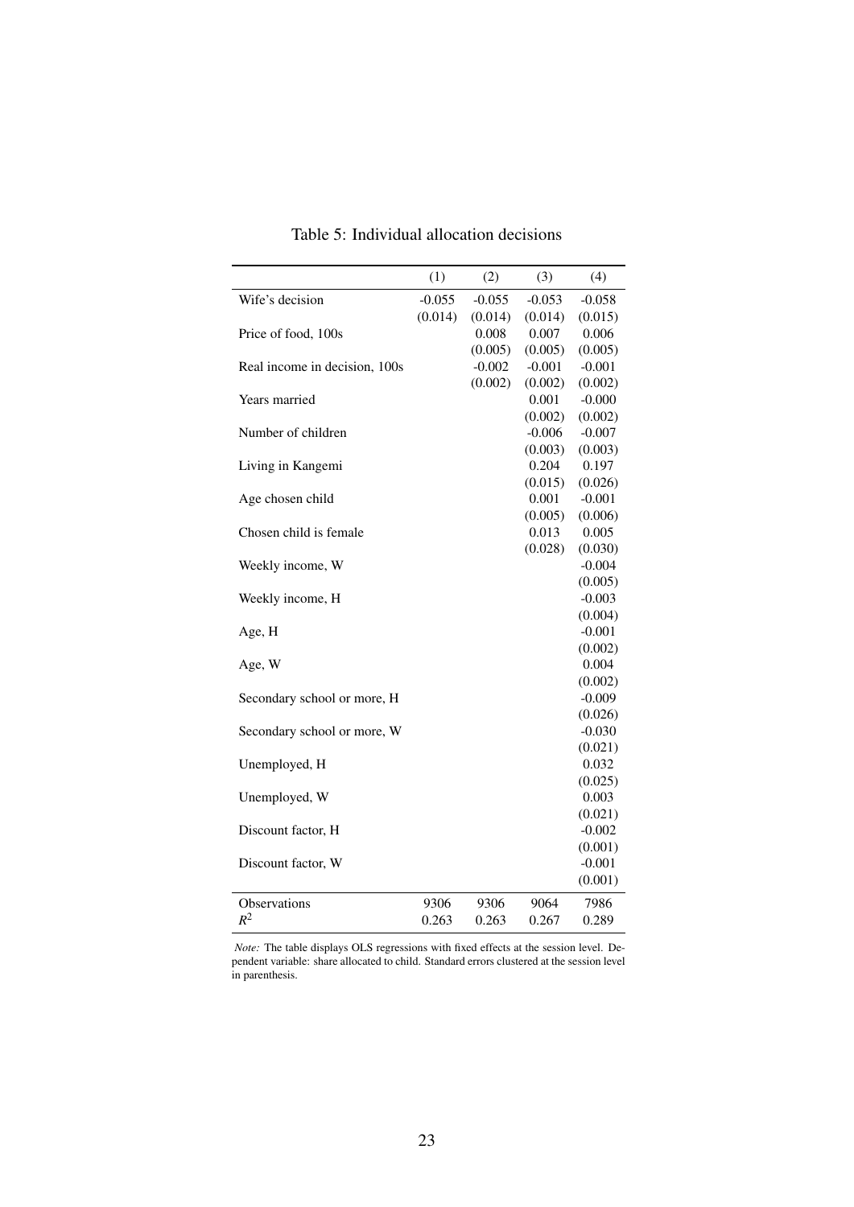Table 5: Individual allocation decisions

| | (1) | (2) | (3) | (4) |
|---|---|---|---|---|
| Wife's decision | -0.055 | -0.055 | -0.053 | -0.058 |
| | (0.014) | (0.014) | (0.014) | (0.015) |
| Price of food, 100s | | 0.008 | 0.007 | 0.006 |
| | | (0.005) | (0.005) | (0.005) |
| Real income in decision, 100s | | -0.002 | -0.001 | -0.001 |
| | | (0.002) | (0.002) | (0.002) |
| Years married | | | 0.001 | -0.000 |
| | | | (0.002) | (0.002) |
| Number of children | | | -0.006 | -0.007 |
| | | | (0.003) | (0.003) |
| Living in Kangemi | | | 0.204 | 0.197 |
| | | | (0.015) | (0.026) |
| Age chosen child | | | 0.001 | -0.001 |
| | | | (0.005) | (0.006) |
| Chosen child is female | | | 0.013 | 0.005 |
| | | | (0.028) | (0.030) |
| Weekly income, W | | | | -0.004 |
| | | | | (0.005) |
| Weekly income, H | | | | -0.003 |
| | | | | (0.004) |
| Age, H | | | | -0.001 |
| | | | | (0.002) |
| Age, W | | | | 0.004 |
| | | | | (0.002) |
| Secondary school or more, H | | | | -0.009 |
| | | | | (0.026) |
| Secondary school or more, W | | | | -0.030 |
| | | | | (0.021) |
| Unemployed, H | | | | 0.032 |
| | | | | (0.025) |
| Unemployed, W | | | | 0.003 |
| | | | | (0.021) |
| Discount factor, H | | | | -0.002 |
| | | | | (0.001) |
| Discount factor, W | | | | -0.001 |
| | | | | (0.001) |
| Observations | 9306 | 9306 | 9064 | 7986 |
| $R^2$ | 0.263 | 0.263 | 0.267 | 0.289 |

*Note:* The table displays OLS regressions with fixed effects at the session level. Dependent variable: share allocated to child. Standard errors clustered at the session level in parenthesis.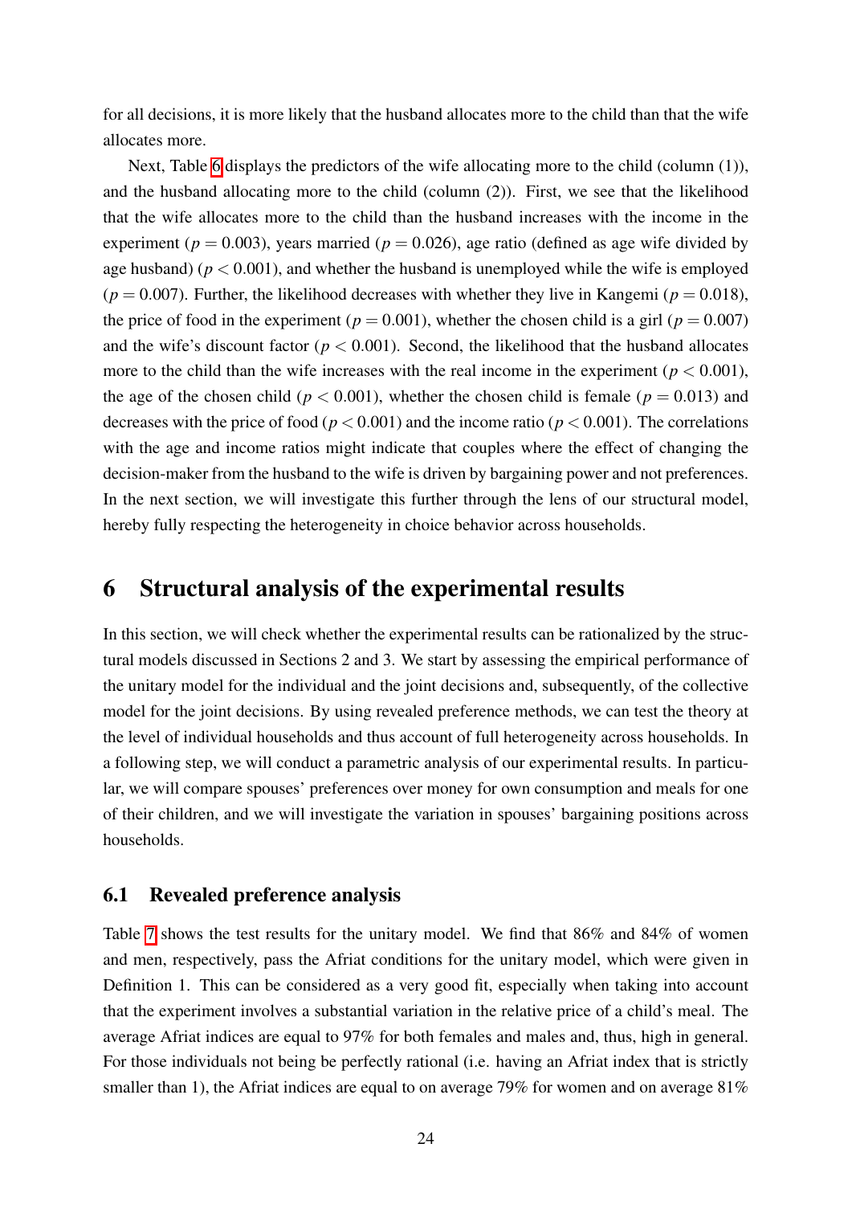for all decisions, it is more likely that the husband allocates more to the child than that the wife allocates more.

Next, Table 6 displays the predictors of the wife allocating more to the child (column (1)), and the husband allocating more to the child (column (2)). First, we see that the likelihood that the wife allocates more to the child than the husband increases with the income in the experiment ($p = 0.003$), years married ($p = 0.026$), age ratio (defined as age wife divided by age husband) ($p < 0.001$), and whether the husband is unemployed while the wife is employed ($p = 0.007$). Further, the likelihood decreases with whether they live in Kangemi ($p = 0.018$), the price of food in the experiment ($p = 0.001$), whether the chosen child is a girl ($p = 0.007$) and the wife's discount factor ($p < 0.001$). Second, the likelihood that the husband allocates more to the child than the wife increases with the real income in the experiment ($p < 0.001$), the age of the chosen child ($p < 0.001$), whether the chosen child is female ($p = 0.013$) and decreases with the price of food ($p < 0.001$) and the income ratio ($p < 0.001$). The correlations with the age and income ratios might indicate that couples where the effect of changing the decision-maker from the husband to the wife is driven by bargaining power and not preferences. In the next section, we will investigate this further through the lens of our structural model, hereby fully respecting the heterogeneity in choice behavior across households.

# 6 Structural analysis of the experimental results

In this section, we will check whether the experimental results can be rationalized by the structural models discussed in Sections 2 and 3. We start by assessing the empirical performance of the unitary model for the individual and the joint decisions and, subsequently, of the collective model for the joint decisions. By using revealed preference methods, we can test the theory at the level of individual households and thus account of full heterogeneity across households. In a following step, we will conduct a parametric analysis of our experimental results. In particular, we will compare spouses' preferences over money for own consumption and meals for one of their children, and we will investigate the variation in spouses' bargaining positions across households.

## 6.1 Revealed preference analysis

Table 7 shows the test results for the unitary model. We find that 86% and 84% of women and men, respectively, pass the Afriat conditions for the unitary model, which were given in Definition 1. This can be considered as a very good fit, especially when taking into account that the experiment involves a substantial variation in the relative price of a child's meal. The average Afriat indices are equal to 97% for both females and males and, thus, high in general. For those individuals not being be perfectly rational (i.e. having an Afriat index that is strictly smaller than 1), the Afriat indices are equal to on average 79% for women and on average 81%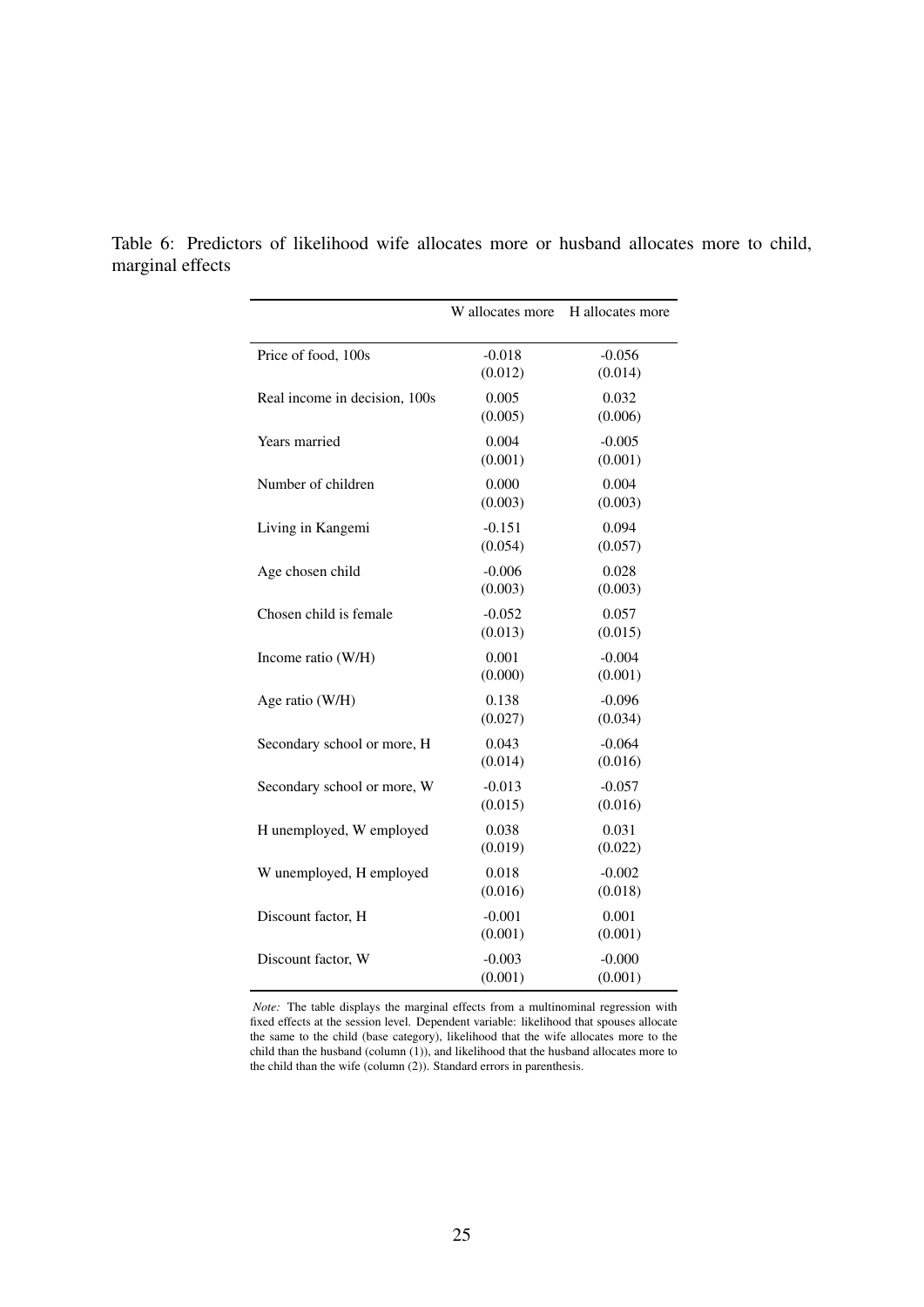Table 6: Predictors of likelihood wife allocates more or husband allocates more to child, marginal effects

| | W allocates more | H allocates more |
|---|---|---|
| Price of food, 100s | -0.018 | -0.056 |
| | (0.012) | (0.014) |
| Real income in decision, 100s | 0.005 | 0.032 |
| | (0.005) | (0.006) |
| Years married | 0.004 | -0.005 |
| | (0.001) | (0.001) |
| Number of children | 0.000 | 0.004 |
| | (0.003) | (0.003) |
| Living in Kangemi | -0.151 | 0.094 |
| | (0.054) | (0.057) |
| Age chosen child | -0.006 | 0.028 |
| | (0.003) | (0.003) |
| Chosen child is female | -0.052 | 0.057 |
| | (0.013) | (0.015) |
| Income ratio (W/H) | 0.001 | -0.004 |
| | (0.000) | (0.001) |
| Age ratio (W/H) | 0.138 | -0.096 |
| | (0.027) | (0.034) |
| Secondary school or more, H | 0.043 | -0.064 |
| | (0.014) | (0.016) |
| Secondary school or more, W | -0.013 | -0.057 |
| | (0.015) | (0.016) |
| H unemployed, W employed | 0.038 | 0.031 |
| | (0.019) | (0.022) |
| W unemployed, H employed | 0.018 | -0.002 |
| | (0.016) | (0.018) |
| Discount factor, H | -0.001 | 0.001 |
| | (0.001) | (0.001) |
| Discount factor, W | -0.003 | -0.000 |
| | (0.001) | (0.001) |

*Note:* The table displays the marginal effects from a multinominal regression with fixed effects at the session level. Dependent variable: likelihood that spouses allocate the same to the child (base category), likelihood that the wife allocates more to the child than the husband (column (1)), and likelihood that the husband allocates more to the child than the wife (column (2)). Standard errors in parenthesis.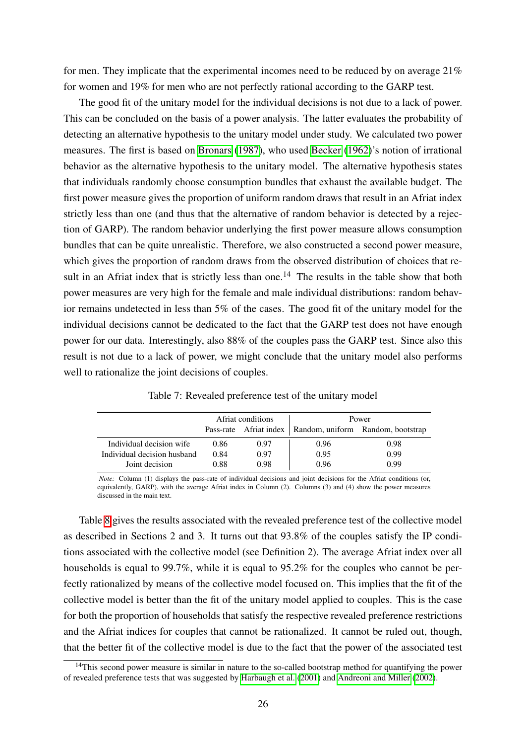for men. They implicate that the experimental incomes need to be reduced by on average 21% for women and 19% for men who are not perfectly rational according to the GARP test.

The good fit of the unitary model for the individual decisions is not due to a lack of power. This can be concluded on the basis of a power analysis. The latter evaluates the probability of detecting an alternative hypothesis to the unitary model under study. We calculated two power measures. The first is based on Bronars (1987), who used Becker (1962)'s notion of irrational behavior as the alternative hypothesis to the unitary model. The alternative hypothesis states that individuals randomly choose consumption bundles that exhaust the available budget. The first power measure gives the proportion of uniform random draws that result in an Afriat index strictly less than one (and thus that the alternative of random behavior is detected by a rejection of GARP). The random behavior underlying the first power measure allows consumption bundles that can be quite unrealistic. Therefore, we also constructed a second power measure, which gives the proportion of random draws from the observed distribution of choices that result in an Afriat index that is strictly less than one.[14] The results in the table show that both power measures are very high for the female and male individual distributions: random behavior remains undetected in less than 5% of the cases. The good fit of the unitary model for the individual decisions cannot be dedicated to the fact that the GARP test does not have enough power for our data. Interestingly, also 88% of the couples pass the GARP test. Since also this result is not due to a lack of power, we might conclude that the unitary model also performs well to rationalize the joint decisions of couples.

Table 7: Revealed preference test of the unitary model

| | Afriat conditions | | Power | |
|---|---|---|---|---|
| | Pass-rate | Afriat index | Random, uniform | Random, bootstrap |
| Individual decision wife | 0.86 | 0.97 | 0.96 | 0.98 |
| Individual decision husband | 0.84 | 0.97 | 0.95 | 0.99 |
| Joint decision | 0.88 | 0.98 | 0.96 | 0.99 |

*Note:* Column (1) displays the pass-rate of individual decisions and joint decisions for the Afriat conditions (or, equivalently, GARP), with the average Afriat index in Column (2). Columns (3) and (4) show the power measures discussed in the main text.

Table 8 gives the results associated with the revealed preference test of the collective model as described in Sections 2 and 3. It turns out that 93.8% of the couples satisfy the IP conditions associated with the collective model (see Definition 2). The average Afriat index over all households is equal to 99.7%, while it is equal to 95.2% for the couples who cannot be perfectly rationalized by means of the collective model focused on. This implies that the fit of the collective model is better than the fit of the unitary model applied to couples. This is the case for both the proportion of households that satisfy the respective revealed preference restrictions and the Afriat indices for couples that cannot be rationalized. It cannot be ruled out, though, that the better fit of the collective model is due to the fact that the power of the associated test

[14] This second power measure is similar in nature to the so-called bootstrap method for quantifying the power of revealed preference tests that was suggested by Harbaugh et al. (2001) and Andreoni and Miller (2002).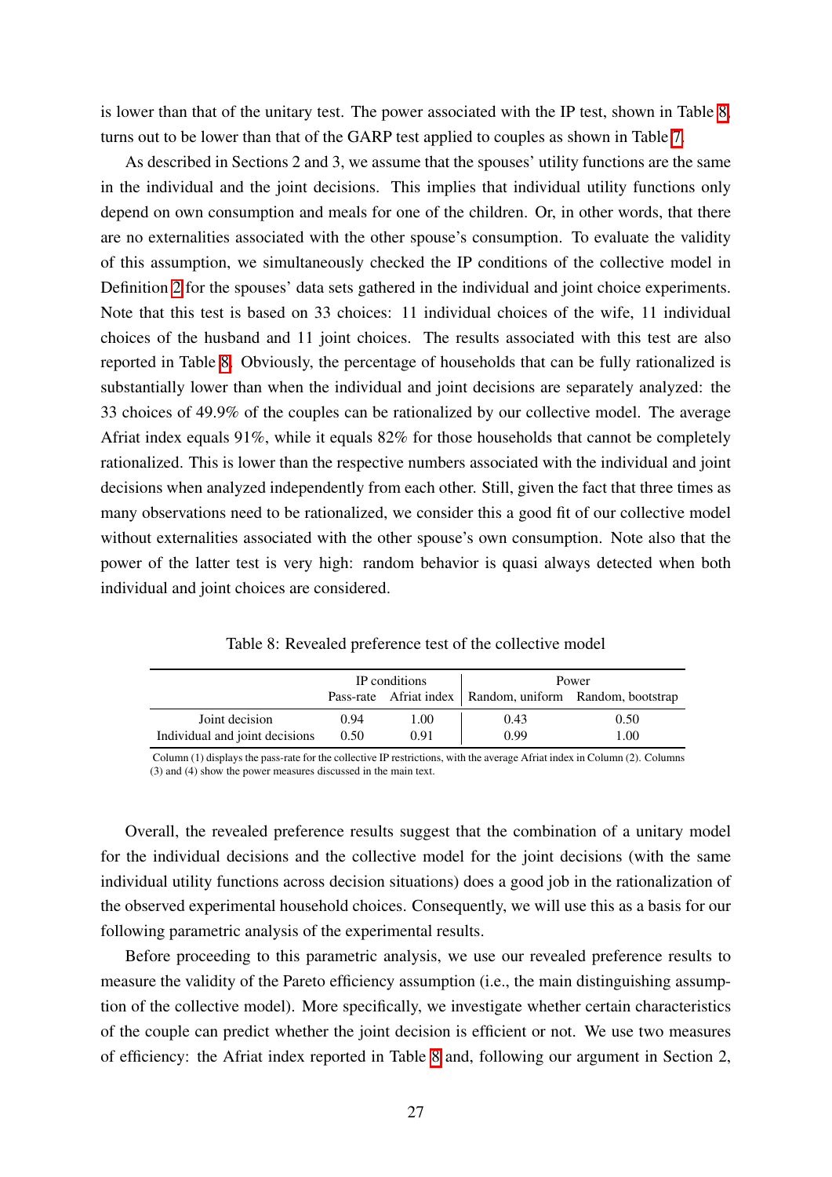is lower than that of the unitary test. The power associated with the IP test, shown in Table 8, turns out to be lower than that of the GARP test applied to couples as shown in Table 7.

As described in Sections 2 and 3, we assume that the spouses' utility functions are the same in the individual and the joint decisions. This implies that individual utility functions only depend on own consumption and meals for one of the children. Or, in other words, that there are no externalities associated with the other spouse's consumption. To evaluate the validity of this assumption, we simultaneously checked the IP conditions of the collective model in Definition 2 for the spouses' data sets gathered in the individual and joint choice experiments. Note that this test is based on 33 choices: 11 individual choices of the wife, 11 individual choices of the husband and 11 joint choices. The results associated with this test are also reported in Table 8. Obviously, the percentage of households that can be fully rationalized is substantially lower than when the individual and joint decisions are separately analyzed: the 33 choices of 49.9% of the couples can be rationalized by our collective model. The average Afriat index equals 91%, while it equals 82% for those households that cannot be completely rationalized. This is lower than the respective numbers associated with the individual and joint decisions when analyzed independently from each other. Still, given the fact that three times as many observations need to be rationalized, we consider this a good fit of our collective model without externalities associated with the other spouse's own consumption. Note also that the power of the latter test is very high: random behavior is quasi always detected when both individual and joint choices are considered.

Table 8: Revealed preference test of the collective model

| | IP conditions | | Power | |
|---|---|---|---|---|
| | Pass-rate | Afriat index | Random, uniform | Random, bootstrap |
| Joint decision | 0.94 | 1.00 | 0.43 | 0.50 |
| Individual and joint decisions | 0.50 | 0.91 | 0.99 | 1.00 |

Column (1) displays the pass-rate for the collective IP restrictions, with the average Afriat index in Column (2). Columns (3) and (4) show the power measures discussed in the main text.

Overall, the revealed preference results suggest that the combination of a unitary model for the individual decisions and the collective model for the joint decisions (with the same individual utility functions across decision situations) does a good job in the rationalization of the observed experimental household choices. Consequently, we will use this as a basis for our following parametric analysis of the experimental results.

Before proceeding to this parametric analysis, we use our revealed preference results to measure the validity of the Pareto efficiency assumption (i.e., the main distinguishing assumption of the collective model). More specifically, we investigate whether certain characteristics of the couple can predict whether the joint decision is efficient or not. We use two measures of efficiency: the Afriat index reported in Table 8 and, following our argument in Section 2,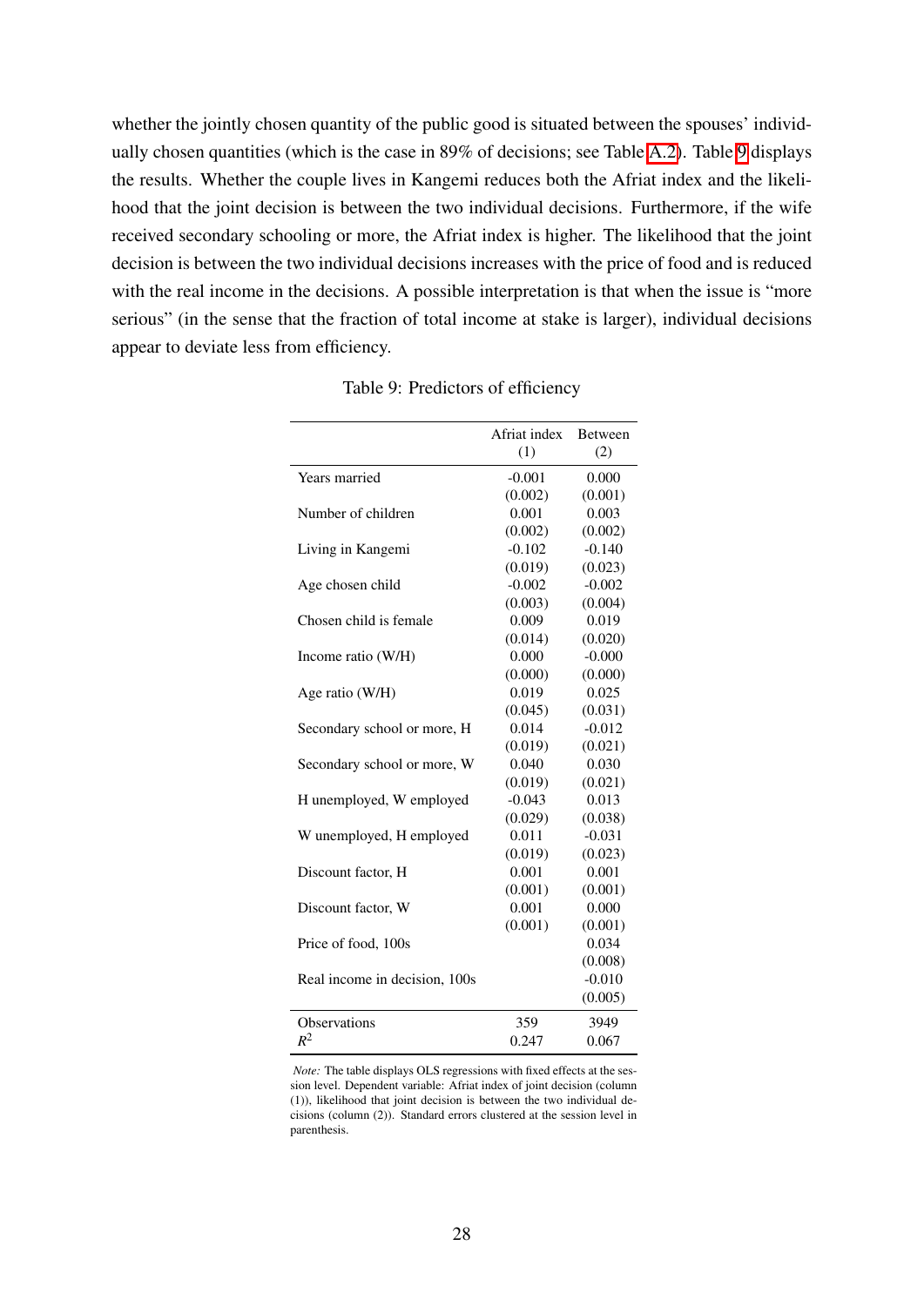whether the jointly chosen quantity of the public good is situated between the spouses' individually chosen quantities (which is the case in 89% of decisions; see Table A.2). Table 9 displays the results. Whether the couple lives in Kangemi reduces both the Afriat index and the likelihood that the joint decision is between the two individual decisions. Furthermore, if the wife received secondary schooling or more, the Afriat index is higher. The likelihood that the joint decision is between the two individual decisions increases with the price of food and is reduced with the real income in the decisions. A possible interpretation is that when the issue is "more serious" (in the sense that the fraction of total income at stake is larger), individual decisions appear to deviate less from efficiency.

Table 9: Predictors of efficiency

| | Afriat index (1) | Between (2) |
|---|---|---|
| Years married | -0.001 | 0.000 |
| | (0.002) | (0.001) |
| Number of children | 0.001 | 0.003 |
| | (0.002) | (0.002) |
| Living in Kangemi | -0.102 | -0.140 |
| | (0.019) | (0.023) |
| Age chosen child | -0.002 | -0.002 |
| | (0.003) | (0.004) |
| Chosen child is female | 0.009 | 0.019 |
| | (0.014) | (0.020) |
| Income ratio (W/H) | 0.000 | -0.000 |
| | (0.000) | (0.000) |
| Age ratio (W/H) | 0.019 | 0.025 |
| | (0.045) | (0.031) |
| Secondary school or more, H | 0.014 | -0.012 |
| | (0.019) | (0.021) |
| Secondary school or more, W | 0.040 | 0.030 |
| | (0.019) | (0.021) |
| H unemployed, W employed | -0.043 | 0.013 |
| | (0.029) | (0.038) |
| W unemployed, H employed | 0.011 | -0.031 |
| | (0.019) | (0.023) |
| Discount factor, H | 0.001 | 0.001 |
| | (0.001) | (0.001) |
| Discount factor, W | 0.001 | 0.000 |
| | (0.001) | (0.001) |
| Price of food, 100s | | 0.034 |
| | | (0.008) |
| Real income in decision, 100s | | -0.010 |
| | | (0.005) |
| Observations | 359 | 3949 |
| $R^2$ | 0.247 | 0.067 |

*Note:* The table displays OLS regressions with fixed effects at the session level. Dependent variable: Afriat index of joint decision (column (1)), likelihood that joint decision is between the two individual decisions (column (2)). Standard errors clustered at the session level in parenthesis.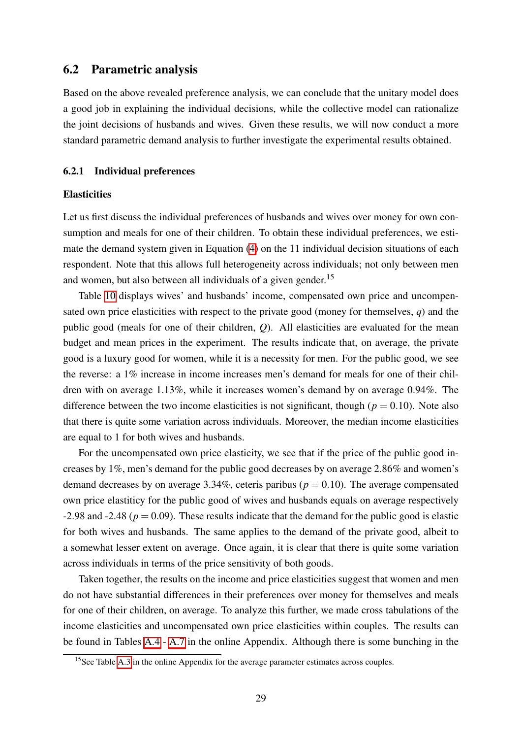## 6.2 Parametric analysis

Based on the above revealed preference analysis, we can conclude that the unitary model does a good job in explaining the individual decisions, while the collective model can rationalize the joint decisions of husbands and wives. Given these results, we will now conduct a more standard parametric demand analysis to further investigate the experimental results obtained.

### 6.2.1 Individual preferences

#### Elasticities

Let us first discuss the individual preferences of husbands and wives over money for own consumption and meals for one of their children. To obtain these individual preferences, we estimate the demand system given in Equation (4) on the 11 individual decision situations of each respondent. Note that this allows full heterogeneity across individuals; not only between men and women, but also between all individuals of a given gender.[15]

Table 10 displays wives' and husbands' income, compensated own price and uncompensated own price elasticities with respect to the private good (money for themselves, $q$) and the public good (meals for one of their children, $Q$). All elasticities are evaluated for the mean budget and mean prices in the experiment. The results indicate that, on average, the private good is a luxury good for women, while it is a necessity for men. For the public good, we see the reverse: a 1% increase in income increases men's demand for meals for one of their children with on average 1.13%, while it increases women's demand by on average 0.94%. The difference between the two income elasticities is not significant, though ($p = 0.10$). Note also that there is quite some variation across individuals. Moreover, the median income elasticities are equal to 1 for both wives and husbands.

For the uncompensated own price elasticity, we see that if the price of the public good increases by 1%, men's demand for the public good decreases by on average 2.86% and women's demand decreases by on average 3.34%, ceteris paribus ($p = 0.10$). The average compensated own price elastiticy for the public good of wives and husbands equals on average respectively -2.98 and -2.48 ($p = 0.09$). These results indicate that the demand for the public good is elastic for both wives and husbands. The same applies to the demand of the private good, albeit to a somewhat lesser extent on average. Once again, it is clear that there is quite some variation across individuals in terms of the price sensitivity of both goods.

Taken together, the results on the income and price elasticities suggest that women and men do not have substantial differences in their preferences over money for themselves and meals for one of their children, on average. To analyze this further, we made cross tabulations of the income elasticities and uncompensated own price elasticities within couples. The results can be found in Tables A.4 - A.7 in the online Appendix. Although there is some bunching in the

[15] See Table A.3 in the online Appendix for the average parameter estimates across couples.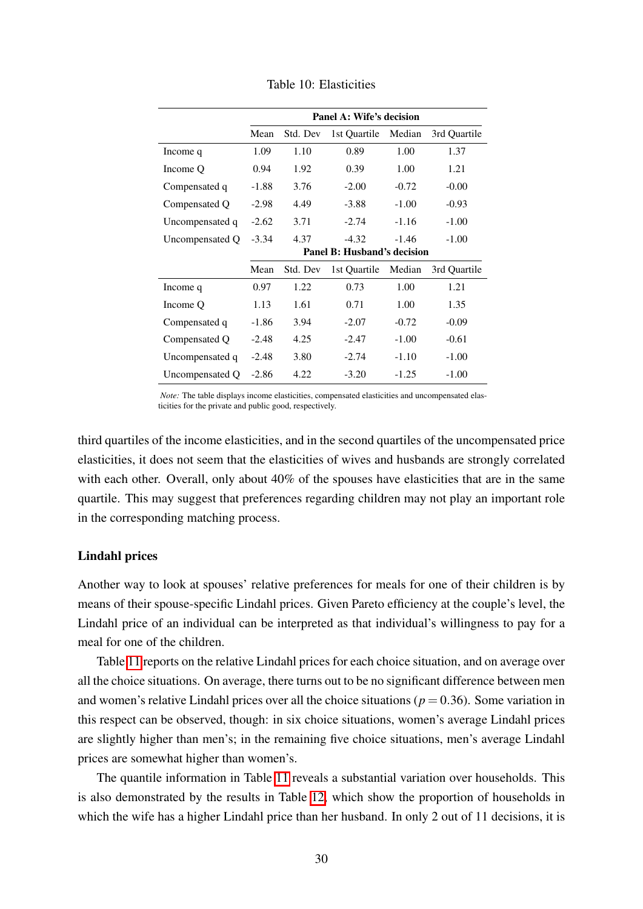Table 10: Elasticities

| | Panel A: Wife's decision | | | | |
|---|---|---|---|---|---|
| | Mean | Std. Dev | 1st Quartile | Median | 3rd Quartile |
| Income q | 1.09 | 1.10 | 0.89 | 1.00 | 1.37 |
| Income Q | 0.94 | 1.92 | 0.39 | 1.00 | 1.21 |
| Compensated q | -1.88 | 3.76 | -2.00 | -0.72 | -0.00 |
| Compensated Q | -2.98 | 4.49 | -3.88 | -1.00 | -0.93 |
| Uncompensated q | -2.62 | 3.71 | -2.74 | -1.16 | -1.00 |
| Uncompensated Q | -3.34 | 4.37 | -4.32 | -1.46 | -1.00 |
| | **Panel B: Husband's decision** | | | | |
| | Mean | Std. Dev | 1st Quartile | Median | 3rd Quartile |
| Income q | 0.97 | 1.22 | 0.73 | 1.00 | 1.21 |
| Income Q | 1.13 | 1.61 | 0.71 | 1.00 | 1.35 |
| Compensated q | -1.86 | 3.94 | -2.07 | -0.72 | -0.09 |
| Compensated Q | -2.48 | 4.25 | -2.47 | -1.00 | -0.61 |
| Uncompensated q | -2.48 | 3.80 | -2.74 | -1.10 | -1.00 |
| Uncompensated Q | -2.86 | 4.22 | -3.20 | -1.25 | -1.00 |

*Note:* The table displays income elasticities, compensated elasticities and uncompensated elasticities for the private and public good, respectively.

third quartiles of the income elasticities, and in the second quartiles of the uncompensated price elasticities, it does not seem that the elasticities of wives and husbands are strongly correlated with each other. Overall, only about 40% of the spouses have elasticities that are in the same quartile. This may suggest that preferences regarding children may not play an important role in the corresponding matching process.

**Lindahl prices**

Another way to look at spouses' relative preferences for meals for one of their children is by means of their spouse-specific Lindahl prices. Given Pareto efficiency at the couple's level, the Lindahl price of an individual can be interpreted as that individual's willingness to pay for a meal for one of the children.

Table 11 reports on the relative Lindahl prices for each choice situation, and on average over all the choice situations. On average, there turns out to be no significant difference between men and women's relative Lindahl prices over all the choice situations ($p = 0.36$). Some variation in this respect can be observed, though: in six choice situations, women's average Lindahl prices are slightly higher than men's; in the remaining five choice situations, men's average Lindahl prices are somewhat higher than women's.

The quantile information in Table 11 reveals a substantial variation over households. This is also demonstrated by the results in Table 12, which show the proportion of households in which the wife has a higher Lindahl price than her husband. In only 2 out of 11 decisions, it is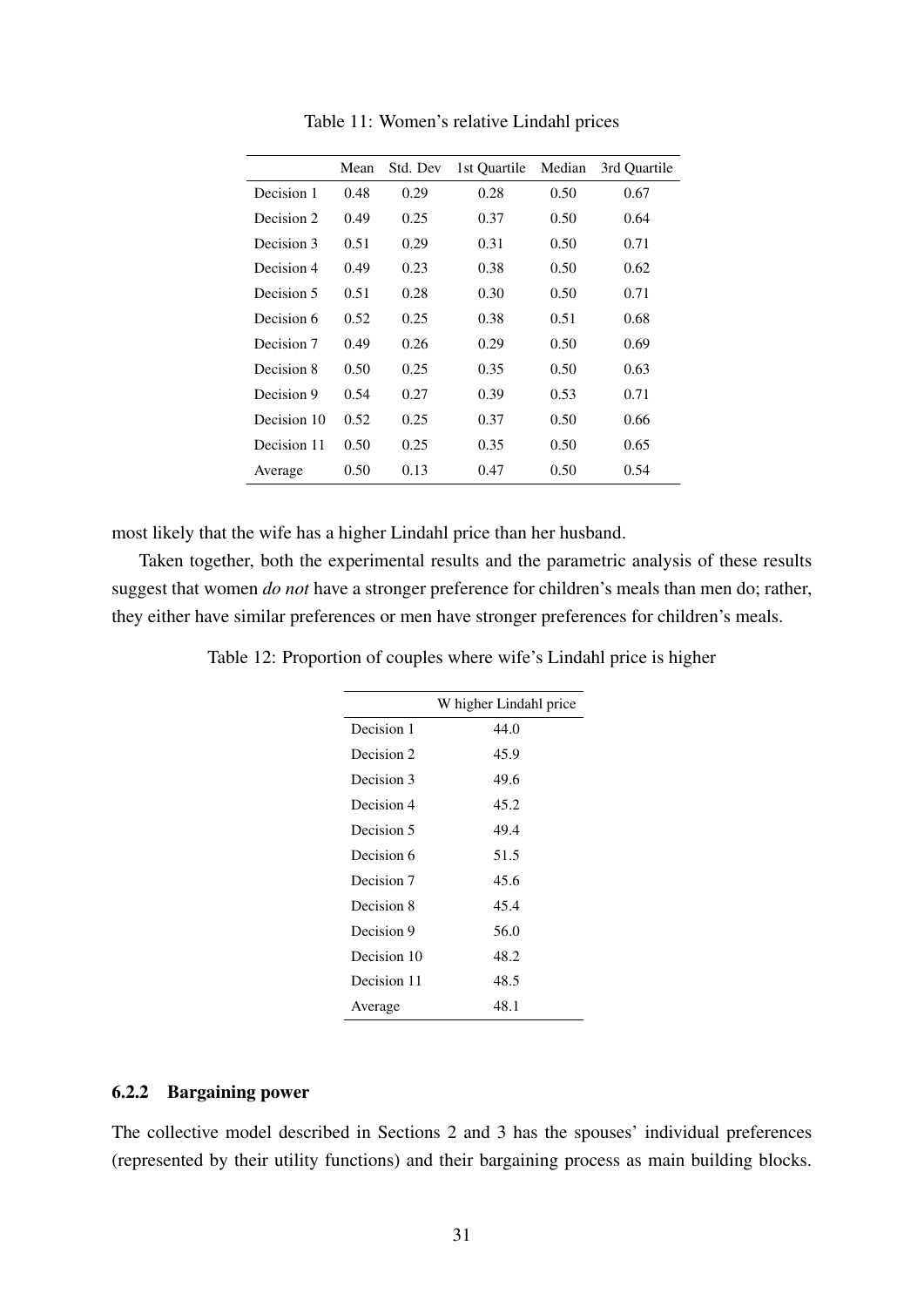Table 11: Women's relative Lindahl prices

| | Mean | Std. Dev | 1st Quartile | Median | 3rd Quartile |
|---|---|---|---|---|---|
| Decision 1 | 0.48 | 0.29 | 0.28 | 0.50 | 0.67 |
| Decision 2 | 0.49 | 0.25 | 0.37 | 0.50 | 0.64 |
| Decision 3 | 0.51 | 0.29 | 0.31 | 0.50 | 0.71 |
| Decision 4 | 0.49 | 0.23 | 0.38 | 0.50 | 0.62 |
| Decision 5 | 0.51 | 0.28 | 0.30 | 0.50 | 0.71 |
| Decision 6 | 0.52 | 0.25 | 0.38 | 0.51 | 0.68 |
| Decision 7 | 0.49 | 0.26 | 0.29 | 0.50 | 0.69 |
| Decision 8 | 0.50 | 0.25 | 0.35 | 0.50 | 0.63 |
| Decision 9 | 0.54 | 0.27 | 0.39 | 0.53 | 0.71 |
| Decision 10 | 0.52 | 0.25 | 0.37 | 0.50 | 0.66 |
| Decision 11 | 0.50 | 0.25 | 0.35 | 0.50 | 0.65 |
| Average | 0.50 | 0.13 | 0.47 | 0.50 | 0.54 |

most likely that the wife has a higher Lindahl price than her husband.

Taken together, both the experimental results and the parametric analysis of these results suggest that women *do not* have a stronger preference for children's meals than men do; rather, they either have similar preferences or men have stronger preferences for children's meals.

Table 12: Proportion of couples where wife's Lindahl price is higher

| | W higher Lindahl price |
|---|---|
| Decision 1 | 44.0 |
| Decision 2 | 45.9 |
| Decision 3 | 49.6 |
| Decision 4 | 45.2 |
| Decision 5 | 49.4 |
| Decision 6 | 51.5 |
| Decision 7 | 45.6 |
| Decision 8 | 45.4 |
| Decision 9 | 56.0 |
| Decision 10 | 48.2 |
| Decision 11 | 48.5 |
| Average | 48.1 |

#### 6.2.2 Bargaining power

The collective model described in Sections 2 and 3 has the spouses' individual preferences (represented by their utility functions) and their bargaining process as main building blocks.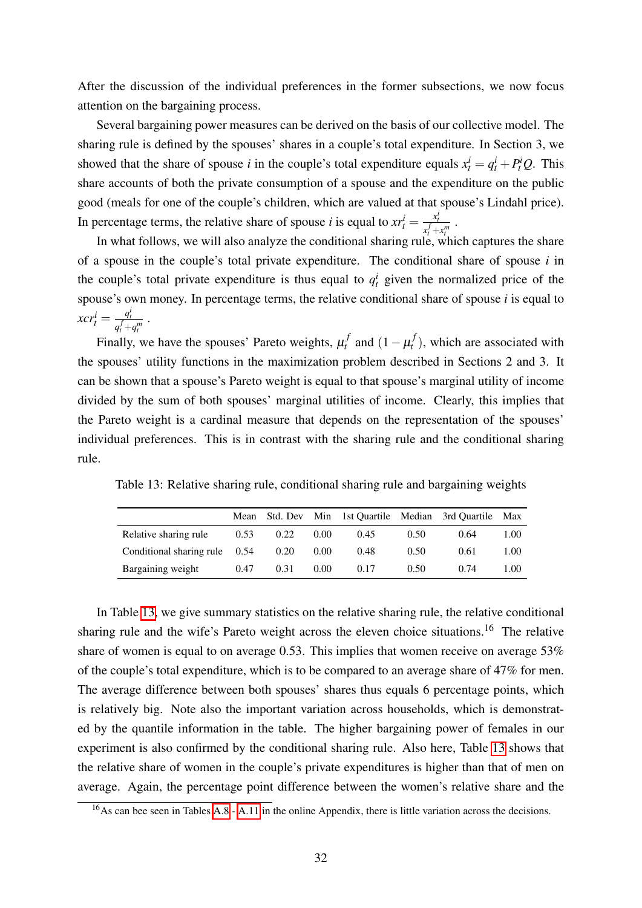After the discussion of the individual preferences in the former subsections, we now focus attention on the bargaining process.

Several bargaining power measures can be derived on the basis of our collective model. The sharing rule is defined by the spouses' shares in a couple's total expenditure. In Section 3, we showed that the share of spouse $i$ in the couple's total expenditure equals $x_t^i = q_t^i + P_t^i Q$. This share accounts of both the private consumption of a spouse and the expenditure on the public good (meals for one of the couple's children, which are valued at that spouse's Lindahl price). In percentage terms, the relative share of spouse $i$ is equal to $xr_t^i = \frac{x_t^i}{x_t^f + x_t^m}$.

In what follows, we will also analyze the conditional sharing rule, which captures the share of a spouse in the couple's total private expenditure. The conditional share of spouse $i$ in the couple's total private expenditure is thus equal to $q_t^i$ given the normalized price of the spouse's own money. In percentage terms, the relative conditional share of spouse $i$ is equal to $xcr_t^i = \frac{q_t^i}{q_t^f + q_t^m}$.

Finally, we have the spouses' Pareto weights, $\mu_t^f$ and $(1 - \mu_t^f)$, which are associated with the spouses' utility functions in the maximization problem described in Sections 2 and 3. It can be shown that a spouse's Pareto weight is equal to that spouse's marginal utility of income divided by the sum of both spouses' marginal utilities of income. Clearly, this implies that the Pareto weight is a cardinal measure that depends on the representation of the spouses' individual preferences. This is in contrast with the sharing rule and the conditional sharing rule.

Table 13: Relative sharing rule, conditional sharing rule and bargaining weights

| | Mean | Std. Dev | Min | 1st Quartile | Median | 3rd Quartile | Max |
|---|---|---|---|---|---|---|---|
| Relative sharing rule | 0.53 | 0.22 | 0.00 | 0.45 | 0.50 | 0.64 | 1.00 |
| Conditional sharing rule | 0.54 | 0.20 | 0.00 | 0.48 | 0.50 | 0.61 | 1.00 |
| Bargaining weight | 0.47 | 0.31 | 0.00 | 0.17 | 0.50 | 0.74 | 1.00 |

In Table 13, we give summary statistics on the relative sharing rule, the relative conditional sharing rule and the wife's Pareto weight across the eleven choice situations.[16] The relative share of women is equal to on average 0.53. This implies that women receive on average 53% of the couple's total expenditure, which is to be compared to an average share of 47% for men. The average difference between both spouses' shares thus equals 6 percentage points, which is relatively big. Note also the important variation across households, which is demonstrated by the quantile information in the table. The higher bargaining power of females in our experiment is also confirmed by the conditional sharing rule. Also here, Table 13 shows that the relative share of women in the couple's private expenditures is higher than that of men on average. Again, the percentage point difference between the women's relative share and the

[16] As can bee seen in Tables A.8 - A.11 in the online Appendix, there is little variation across the decisions.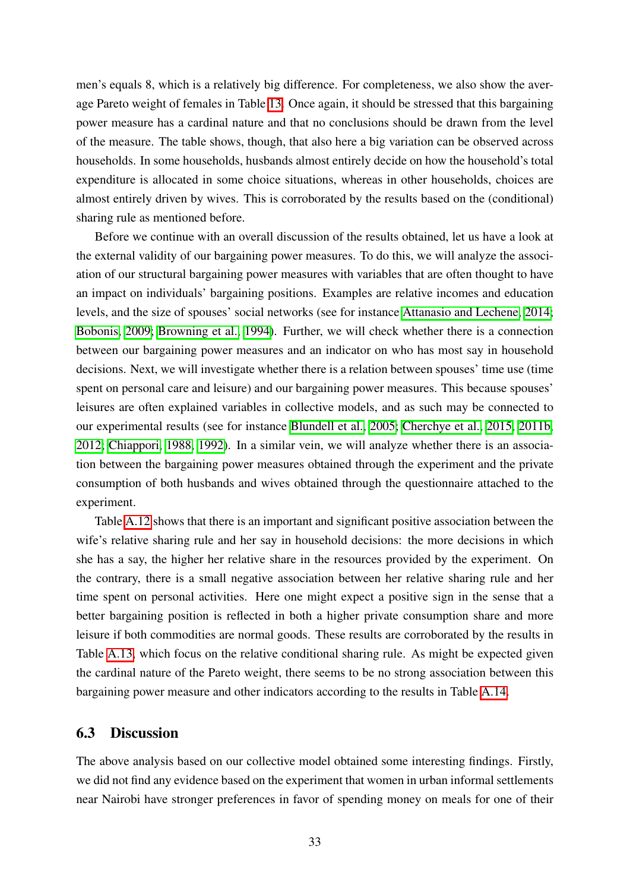men's equals 8, which is a relatively big difference. For completeness, we also show the average Pareto weight of females in Table 13. Once again, it should be stressed that this bargaining power measure has a cardinal nature and that no conclusions should be drawn from the level of the measure. The table shows, though, that also here a big variation can be observed across households. In some households, husbands almost entirely decide on how the household's total expenditure is allocated in some choice situations, whereas in other households, choices are almost entirely driven by wives. This is corroborated by the results based on the (conditional) sharing rule as mentioned before.

Before we continue with an overall discussion of the results obtained, let us have a look at the external validity of our bargaining power measures. To do this, we will analyze the association of our structural bargaining power measures with variables that are often thought to have an impact on individuals' bargaining positions. Examples are relative incomes and education levels, and the size of spouses' social networks (see for instance Attanasio and Lechene, 2014; Bobonis, 2009; Browning et al., 1994). Further, we will check whether there is a connection between our bargaining power measures and an indicator on who has most say in household decisions. Next, we will investigate whether there is a relation between spouses' time use (time spent on personal care and leisure) and our bargaining power measures. This because spouses' leisures are often explained variables in collective models, and as such may be connected to our experimental results (see for instance Blundell et al., 2005; Cherchye et al., 2015, 2011b, 2012; Chiappori, 1988, 1992). In a similar vein, we will analyze whether there is an association between the bargaining power measures obtained through the experiment and the private consumption of both husbands and wives obtained through the questionnaire attached to the experiment.

Table A.12 shows that there is an important and significant positive association between the wife's relative sharing rule and her say in household decisions: the more decisions in which she has a say, the higher her relative share in the resources provided by the experiment. On the contrary, there is a small negative association between her relative sharing rule and her time spent on personal activities. Here one might expect a positive sign in the sense that a better bargaining position is reflected in both a higher private consumption share and more leisure if both commodities are normal goods. These results are corroborated by the results in Table A.13, which focus on the relative conditional sharing rule. As might be expected given the cardinal nature of the Pareto weight, there seems to be no strong association between this bargaining power measure and other indicators according to the results in Table A.14.

### 6.3 Discussion

The above analysis based on our collective model obtained some interesting findings. Firstly, we did not find any evidence based on the experiment that women in urban informal settlements near Nairobi have stronger preferences in favor of spending money on meals for one of their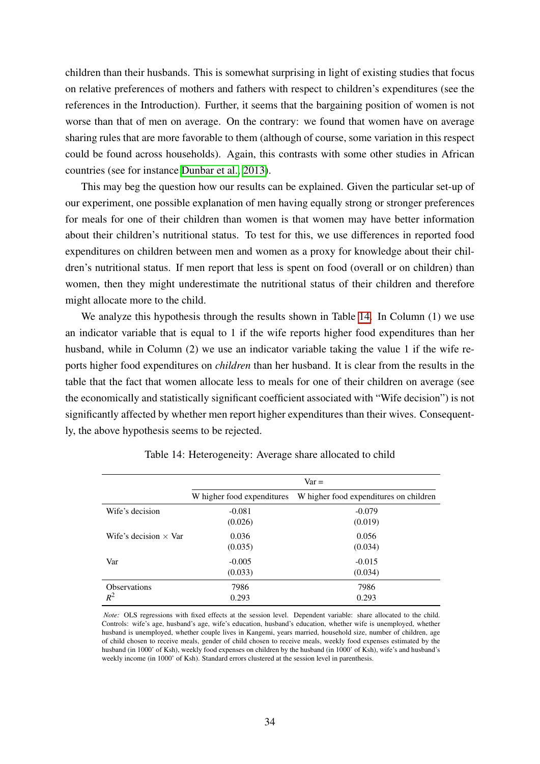children than their husbands. This is somewhat surprising in light of existing studies that focus on relative preferences of mothers and fathers with respect to children's expenditures (see the references in the Introduction). Further, it seems that the bargaining position of women is not worse than that of men on average. On the contrary: we found that women have on average sharing rules that are more favorable to them (although of course, some variation in this respect could be found across households). Again, this contrasts with some other studies in African countries (see for instance Dunbar et al., 2013).

This may beg the question how our results can be explained. Given the particular set-up of our experiment, one possible explanation of men having equally strong or stronger preferences for meals for one of their children than women is that women may have better information about their children's nutritional status. To test for this, we use differences in reported food expenditures on children between men and women as a proxy for knowledge about their children's nutritional status. If men report that less is spent on food (overall or on children) than women, then they might underestimate the nutritional status of their children and therefore might allocate more to the child.

We analyze this hypothesis through the results shown in Table 14. In Column (1) we use an indicator variable that is equal to 1 if the wife reports higher food expenditures than her husband, while in Column (2) we use an indicator variable taking the value 1 if the wife reports higher food expenditures on *children* than her husband. It is clear from the results in the table that the fact that women allocate less to meals for one of their children on average (see the economically and statistically significant coefficient associated with "Wife decision") is not significantly affected by whether men report higher expenditures than their wives. Consequently, the above hypothesis seems to be rejected.

Table 14: Heterogeneity: Average share allocated to child

| | Var = | |
|---|---|---|
| | W higher food expenditures | W higher food expenditures on children |
| Wife's decision | -0.081 | -0.079 |
| | (0.026) | (0.019) |
| Wife's decision × Var | 0.036 | 0.056 |
| | (0.035) | (0.034) |
| Var | -0.005 | -0.015 |
| | (0.033) | (0.034) |
| Observations | 7986 | 7986 |
| $R^2$ | 0.293 | 0.293 |

*Note:* OLS regressions with fixed effects at the session level. Dependent variable: share allocated to the child. Controls: wife's age, husband's age, wife's education, husband's education, whether wife is unemployed, whether husband is unemployed, whether couple lives in Kangemi, years married, household size, number of children, age of child chosen to receive meals, gender of child chosen to receive meals, weekly food expenses estimated by the husband (in 1000' of Ksh), weekly food expenses on children by the husband (in 1000' of Ksh), wife's and husband's weekly income (in 1000' of Ksh). Standard errors clustered at the session level in parenthesis.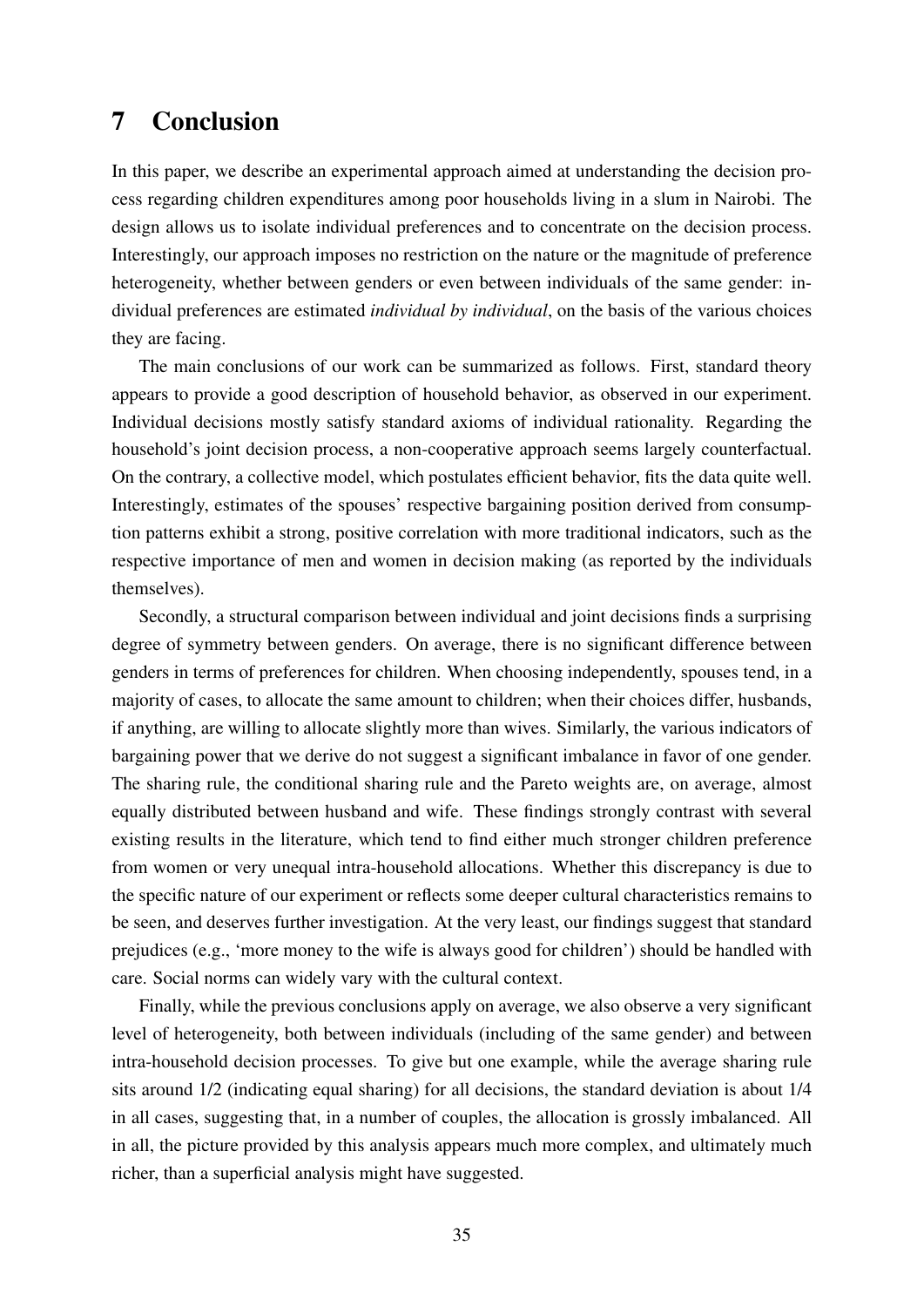# 7 Conclusion

In this paper, we describe an experimental approach aimed at understanding the decision process regarding children expenditures among poor households living in a slum in Nairobi. The design allows us to isolate individual preferences and to concentrate on the decision process. Interestingly, our approach imposes no restriction on the nature or the magnitude of preference heterogeneity, whether between genders or even between individuals of the same gender: individual preferences are estimated *individual by individual*, on the basis of the various choices they are facing.

The main conclusions of our work can be summarized as follows. First, standard theory appears to provide a good description of household behavior, as observed in our experiment. Individual decisions mostly satisfy standard axioms of individual rationality. Regarding the household's joint decision process, a non-cooperative approach seems largely counterfactual. On the contrary, a collective model, which postulates efficient behavior, fits the data quite well. Interestingly, estimates of the spouses' respective bargaining position derived from consumption patterns exhibit a strong, positive correlation with more traditional indicators, such as the respective importance of men and women in decision making (as reported by the individuals themselves).

Secondly, a structural comparison between individual and joint decisions finds a surprising degree of symmetry between genders. On average, there is no significant difference between genders in terms of preferences for children. When choosing independently, spouses tend, in a majority of cases, to allocate the same amount to children; when their choices differ, husbands, if anything, are willing to allocate slightly more than wives. Similarly, the various indicators of bargaining power that we derive do not suggest a significant imbalance in favor of one gender. The sharing rule, the conditional sharing rule and the Pareto weights are, on average, almost equally distributed between husband and wife. These findings strongly contrast with several existing results in the literature, which tend to find either much stronger children preference from women or very unequal intra-household allocations. Whether this discrepancy is due to the specific nature of our experiment or reflects some deeper cultural characteristics remains to be seen, and deserves further investigation. At the very least, our findings suggest that standard prejudices (e.g., 'more money to the wife is always good for children') should be handled with care. Social norms can widely vary with the cultural context.

Finally, while the previous conclusions apply on average, we also observe a very significant level of heterogeneity, both between individuals (including of the same gender) and between intra-household decision processes. To give but one example, while the average sharing rule sits around 1/2 (indicating equal sharing) for all decisions, the standard deviation is about 1/4 in all cases, suggesting that, in a number of couples, the allocation is grossly imbalanced. All in all, the picture provided by this analysis appears much more complex, and ultimately much richer, than a superficial analysis might have suggested.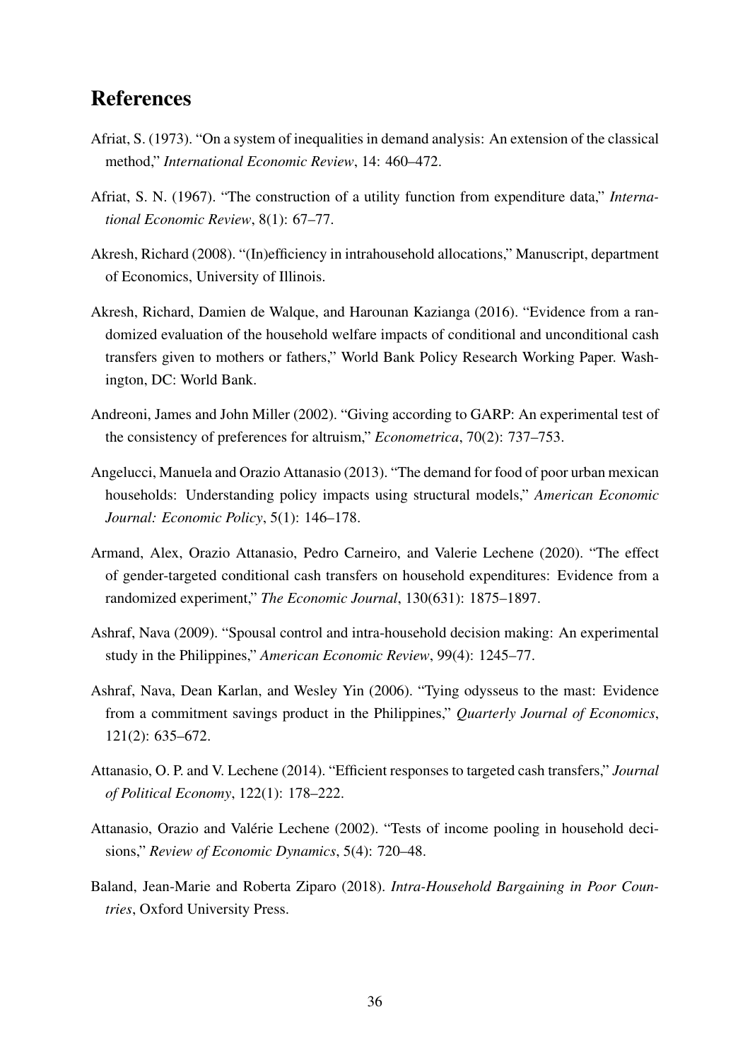## References

Afriat, S. (1973). "On a system of inequalities in demand analysis: An extension of the classical method," *International Economic Review*, 14: 460–472.

Afriat, S. N. (1967). "The construction of a utility function from expenditure data," *International Economic Review*, 8(1): 67–77.

Akresh, Richard (2008). "(In)efficiency in intrahousehold allocations," Manuscript, department of Economics, University of Illinois.

Akresh, Richard, Damien de Walque, and Harounan Kazianga (2016). "Evidence from a randomized evaluation of the household welfare impacts of conditional and unconditional cash transfers given to mothers or fathers," World Bank Policy Research Working Paper. Washington, DC: World Bank.

Andreoni, James and John Miller (2002). "Giving according to GARP: An experimental test of the consistency of preferences for altruism," *Econometrica*, 70(2): 737–753.

Angelucci, Manuela and Orazio Attanasio (2013). "The demand for food of poor urban mexican households: Understanding policy impacts using structural models," *American Economic Journal: Economic Policy*, 5(1): 146–178.

Armand, Alex, Orazio Attanasio, Pedro Carneiro, and Valerie Lechene (2020). "The effect of gender-targeted conditional cash transfers on household expenditures: Evidence from a randomized experiment," *The Economic Journal*, 130(631): 1875–1897.

Ashraf, Nava (2009). "Spousal control and intra-household decision making: An experimental study in the Philippines," *American Economic Review*, 99(4): 1245–77.

Ashraf, Nava, Dean Karlan, and Wesley Yin (2006). "Tying odysseus to the mast: Evidence from a commitment savings product in the Philippines," *Quarterly Journal of Economics*, 121(2): 635–672.

Attanasio, O. P. and V. Lechene (2014). "Efficient responses to targeted cash transfers," *Journal of Political Economy*, 122(1): 178–222.

Attanasio, Orazio and Valérie Lechene (2002). "Tests of income pooling in household decisions," *Review of Economic Dynamics*, 5(4): 720–48.

Baland, Jean-Marie and Roberta Ziparo (2018). *Intra-Household Bargaining in Poor Countries*, Oxford University Press.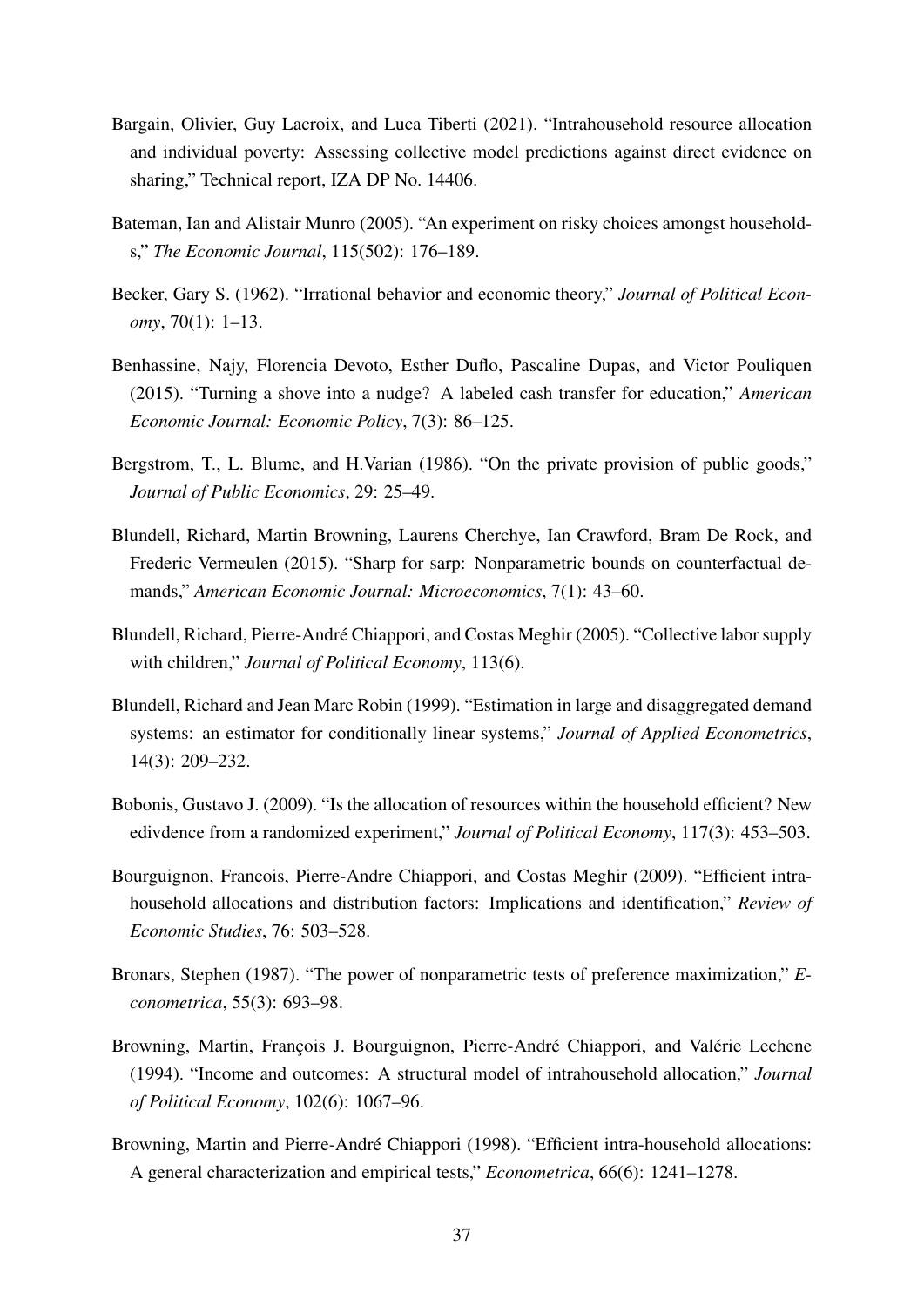Bargain, Olivier, Guy Lacroix, and Luca Tiberti (2021). "Intrahousehold resource allocation and individual poverty: Assessing collective model predictions against direct evidence on sharing," Technical report, IZA DP No. 14406.

Bateman, Ian and Alistair Munro (2005). "An experiment on risky choices amongst households," *The Economic Journal*, 115(502): 176–189.

Becker, Gary S. (1962). "Irrational behavior and economic theory," *Journal of Political Economy*, 70(1): 1–13.

Benhassine, Najy, Florencia Devoto, Esther Duflo, Pascaline Dupas, and Victor Pouliquen (2015). "Turning a shove into a nudge? A labeled cash transfer for education," *American Economic Journal: Economic Policy*, 7(3): 86–125.

Bergstrom, T., L. Blume, and H.Varian (1986). "On the private provision of public goods," *Journal of Public Economics*, 29: 25–49.

Blundell, Richard, Martin Browning, Laurens Cherchye, Ian Crawford, Bram De Rock, and Frederic Vermeulen (2015). "Sharp for sarp: Nonparametric bounds on counterfactual demands," *American Economic Journal: Microeconomics*, 7(1): 43–60.

Blundell, Richard, Pierre-André Chiappori, and Costas Meghir (2005). "Collective labor supply with children," *Journal of Political Economy*, 113(6).

Blundell, Richard and Jean Marc Robin (1999). "Estimation in large and disaggregated demand systems: an estimator for conditionally linear systems," *Journal of Applied Econometrics*, 14(3): 209–232.

Bobonis, Gustavo J. (2009). "Is the allocation of resources within the household efficient? New edivdence from a randomized experiment," *Journal of Political Economy*, 117(3): 453–503.

Bourguignon, Francois, Pierre-Andre Chiappori, and Costas Meghir (2009). "Efficient intrahousehold allocations and distribution factors: Implications and identification," *Review of Economic Studies*, 76: 503–528.

Bronars, Stephen (1987). "The power of nonparametric tests of preference maximization," *Econometrica*, 55(3): 693–98.

Browning, Martin, François J. Bourguignon, Pierre-André Chiappori, and Valérie Lechene (1994). "Income and outcomes: A structural model of intrahousehold allocation," *Journal of Political Economy*, 102(6): 1067–96.

Browning, Martin and Pierre-André Chiappori (1998). "Efficient intra-household allocations: A general characterization and empirical tests," *Econometrica*, 66(6): 1241–1278.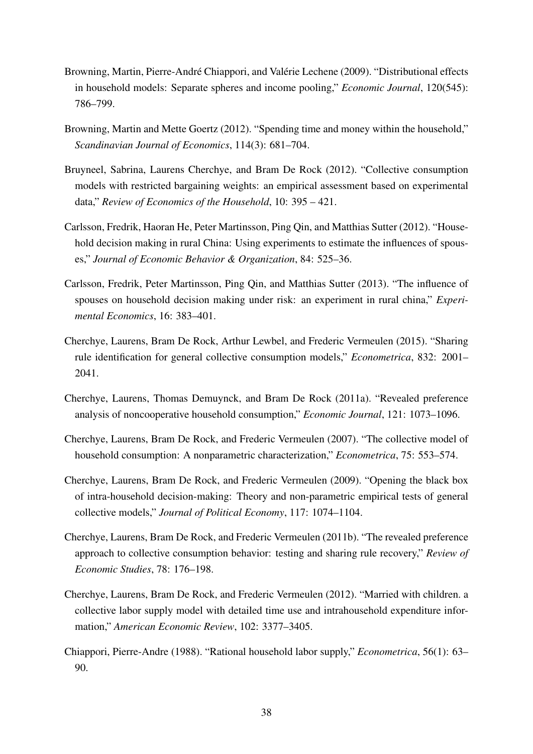Browning, Martin, Pierre-André Chiappori, and Valérie Lechene (2009). "Distributional effects in household models: Separate spheres and income pooling," *Economic Journal*, 120(545): 786–799.

Browning, Martin and Mette Goertz (2012). "Spending time and money within the household," *Scandinavian Journal of Economics*, 114(3): 681–704.

Bruyneel, Sabrina, Laurens Cherchye, and Bram De Rock (2012). "Collective consumption models with restricted bargaining weights: an empirical assessment based on experimental data," *Review of Economics of the Household*, 10: 395 – 421.

Carlsson, Fredrik, Haoran He, Peter Martinsson, Ping Qin, and Matthias Sutter (2012). "Household decision making in rural China: Using experiments to estimate the influences of spouses," *Journal of Economic Behavior & Organization*, 84: 525–36.

Carlsson, Fredrik, Peter Martinsson, Ping Qin, and Matthias Sutter (2013). "The influence of spouses on household decision making under risk: an experiment in rural china," *Experimental Economics*, 16: 383–401.

Cherchye, Laurens, Bram De Rock, Arthur Lewbel, and Frederic Vermeulen (2015). "Sharing rule identification for general collective consumption models," *Econometrica*, 832: 2001–2041.

Cherchye, Laurens, Thomas Demuynck, and Bram De Rock (2011a). "Revealed preference analysis of noncooperative household consumption," *Economic Journal*, 121: 1073–1096.

Cherchye, Laurens, Bram De Rock, and Frederic Vermeulen (2007). "The collective model of household consumption: A nonparametric characterization," *Econometrica*, 75: 553–574.

Cherchye, Laurens, Bram De Rock, and Frederic Vermeulen (2009). "Opening the black box of intra-household decision-making: Theory and non-parametric empirical tests of general collective models," *Journal of Political Economy*, 117: 1074–1104.

Cherchye, Laurens, Bram De Rock, and Frederic Vermeulen (2011b). "The revealed preference approach to collective consumption behavior: testing and sharing rule recovery," *Review of Economic Studies*, 78: 176–198.

Cherchye, Laurens, Bram De Rock, and Frederic Vermeulen (2012). "Married with children. a collective labor supply model with detailed time use and intrahousehold expenditure information," *American Economic Review*, 102: 3377–3405.

Chiappori, Pierre-Andre (1988). "Rational household labor supply," *Econometrica*, 56(1): 63–90.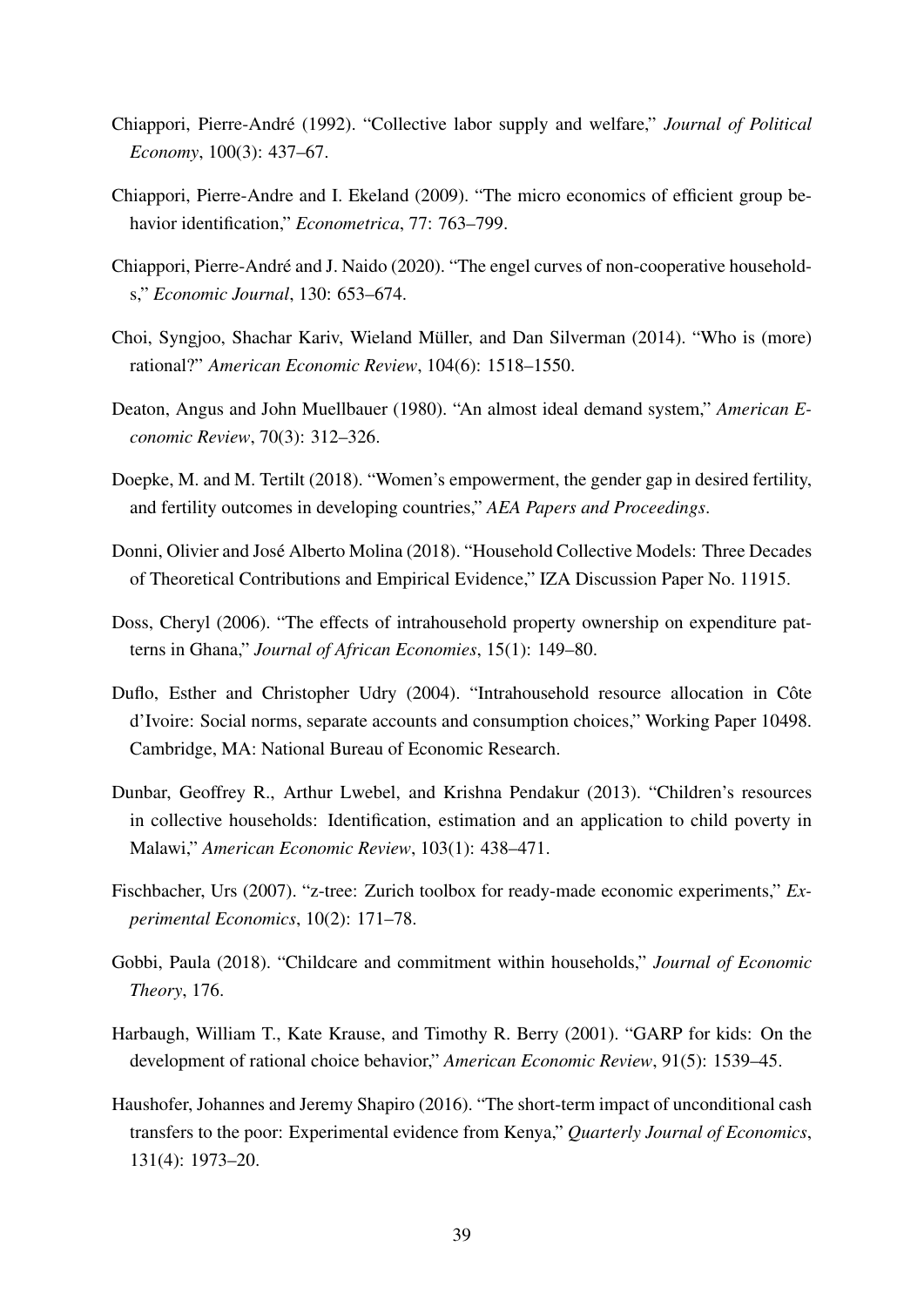Chiappori, Pierre-André (1992). "Collective labor supply and welfare," *Journal of Political Economy*, 100(3): 437–67.

Chiappori, Pierre-Andre and I. Ekeland (2009). "The micro economics of efficient group behavior identification," *Econometrica*, 77: 763–799.

Chiappori, Pierre-André and J. Naido (2020). "The engel curves of non-cooperative households," *Economic Journal*, 130: 653–674.

Choi, Syngjoo, Shachar Kariv, Wieland Müller, and Dan Silverman (2014). "Who is (more) rational?" *American Economic Review*, 104(6): 1518–1550.

Deaton, Angus and John Muellbauer (1980). "An almost ideal demand system," *American Economic Review*, 70(3): 312–326.

Doepke, M. and M. Tertilt (2018). "Women's empowerment, the gender gap in desired fertility, and fertility outcomes in developing countries," *AEA Papers and Proceedings*.

Donni, Olivier and José Alberto Molina (2018). "Household Collective Models: Three Decades of Theoretical Contributions and Empirical Evidence," IZA Discussion Paper No. 11915.

Doss, Cheryl (2006). "The effects of intrahousehold property ownership on expenditure patterns in Ghana," *Journal of African Economies*, 15(1): 149–80.

Duflo, Esther and Christopher Udry (2004). "Intrahousehold resource allocation in Côte d'Ivoire: Social norms, separate accounts and consumption choices," Working Paper 10498. Cambridge, MA: National Bureau of Economic Research.

Dunbar, Geoffrey R., Arthur Lwebel, and Krishna Pendakur (2013). "Children's resources in collective households: Identification, estimation and an application to child poverty in Malawi," *American Economic Review*, 103(1): 438–471.

Fischbacher, Urs (2007). "z-tree: Zurich toolbox for ready-made economic experiments," *Experimental Economics*, 10(2): 171–78.

Gobbi, Paula (2018). "Childcare and commitment within households," *Journal of Economic Theory*, 176.

Harbaugh, William T., Kate Krause, and Timothy R. Berry (2001). "GARP for kids: On the development of rational choice behavior," *American Economic Review*, 91(5): 1539–45.

Haushofer, Johannes and Jeremy Shapiro (2016). "The short-term impact of unconditional cash transfers to the poor: Experimental evidence from Kenya," *Quarterly Journal of Economics*, 131(4): 1973–20.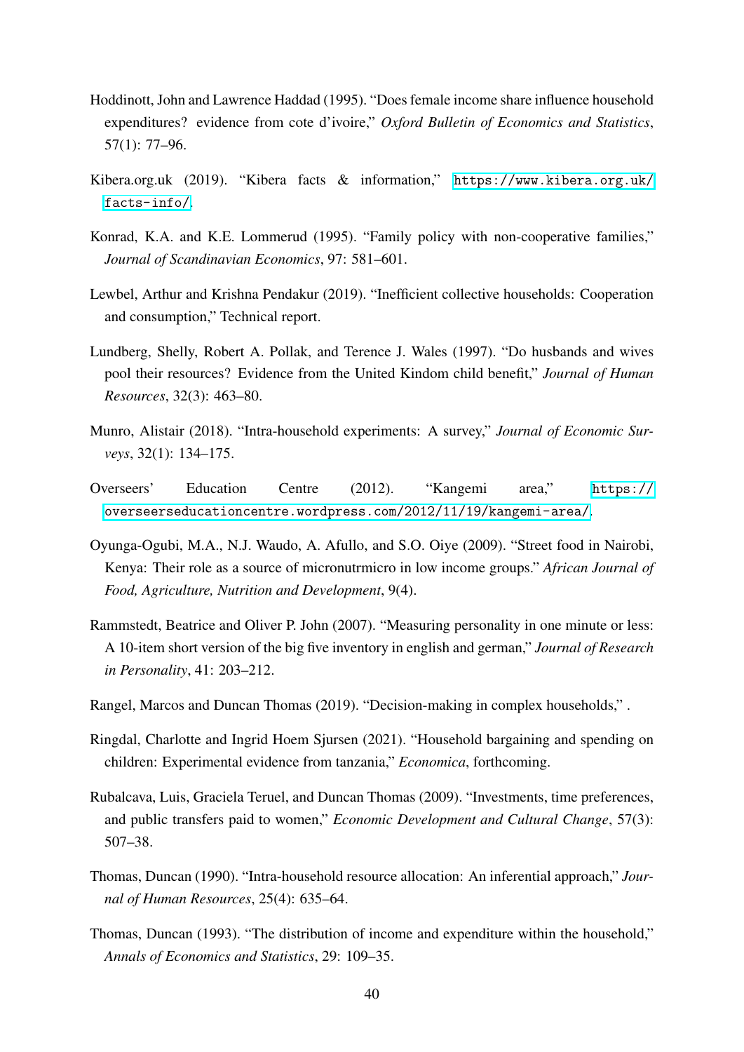Hoddinott, John and Lawrence Haddad (1995). "Does female income share influence household expenditures? evidence from cote d'ivoire," *Oxford Bulletin of Economics and Statistics*, 57(1): 77–96.

Kibera.org.uk (2019). "Kibera facts & information," https://www.kibera.org.uk/facts-info/.

Konrad, K.A. and K.E. Lommerud (1995). "Family policy with non-cooperative families," *Journal of Scandinavian Economics*, 97: 581–601.

Lewbel, Arthur and Krishna Pendakur (2019). "Inefficient collective households: Cooperation and consumption," Technical report.

Lundberg, Shelly, Robert A. Pollak, and Terence J. Wales (1997). "Do husbands and wives pool their resources? Evidence from the United Kindom child benefit," *Journal of Human Resources*, 32(3): 463–80.

Munro, Alistair (2018). "Intra-household experiments: A survey," *Journal of Economic Surveys*, 32(1): 134–175.

Overseers' Education Centre (2012). "Kangemi area," https://overseerseducationcentre.wordpress.com/2012/11/19/kangemi-area/.

Oyunga-Ogubi, M.A., N.J. Waudo, A. Afullo, and S.O. Oiye (2009). "Street food in Nairobi, Kenya: Their role as a source of micronutrmicro in low income groups." *African Journal of Food, Agriculture, Nutrition and Development*, 9(4).

Rammstedt, Beatrice and Oliver P. John (2007). "Measuring personality in one minute or less: A 10-item short version of the big five inventory in english and german," *Journal of Research in Personality*, 41: 203–212.

Rangel, Marcos and Duncan Thomas (2019). "Decision-making in complex households," .

Ringdal, Charlotte and Ingrid Hoem Sjursen (2021). "Household bargaining and spending on children: Experimental evidence from tanzania," *Economica*, forthcoming.

Rubalcava, Luis, Graciela Teruel, and Duncan Thomas (2009). "Investments, time preferences, and public transfers paid to women," *Economic Development and Cultural Change*, 57(3): 507–38.

Thomas, Duncan (1990). "Intra-household resource allocation: An inferential approach," *Journal of Human Resources*, 25(4): 635–64.

Thomas, Duncan (1993). "The distribution of income and expenditure within the household," *Annals of Economics and Statistics*, 29: 109–35.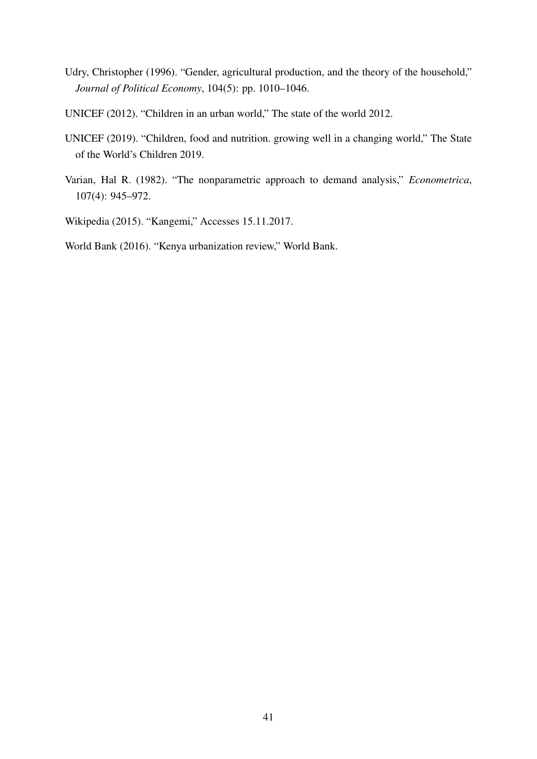Udry, Christopher (1996). "Gender, agricultural production, and the theory of the household," *Journal of Political Economy*, 104(5): pp. 1010–1046.

UNICEF (2012). "Children in an urban world," The state of the world 2012.

UNICEF (2019). "Children, food and nutrition. growing well in a changing world," The State of the World's Children 2019.

Varian, Hal R. (1982). "The nonparametric approach to demand analysis," *Econometrica*, 107(4): 945–972.

Wikipedia (2015). "Kangemi," Accesses 15.11.2017.

World Bank (2016). "Kenya urbanization review," World Bank.